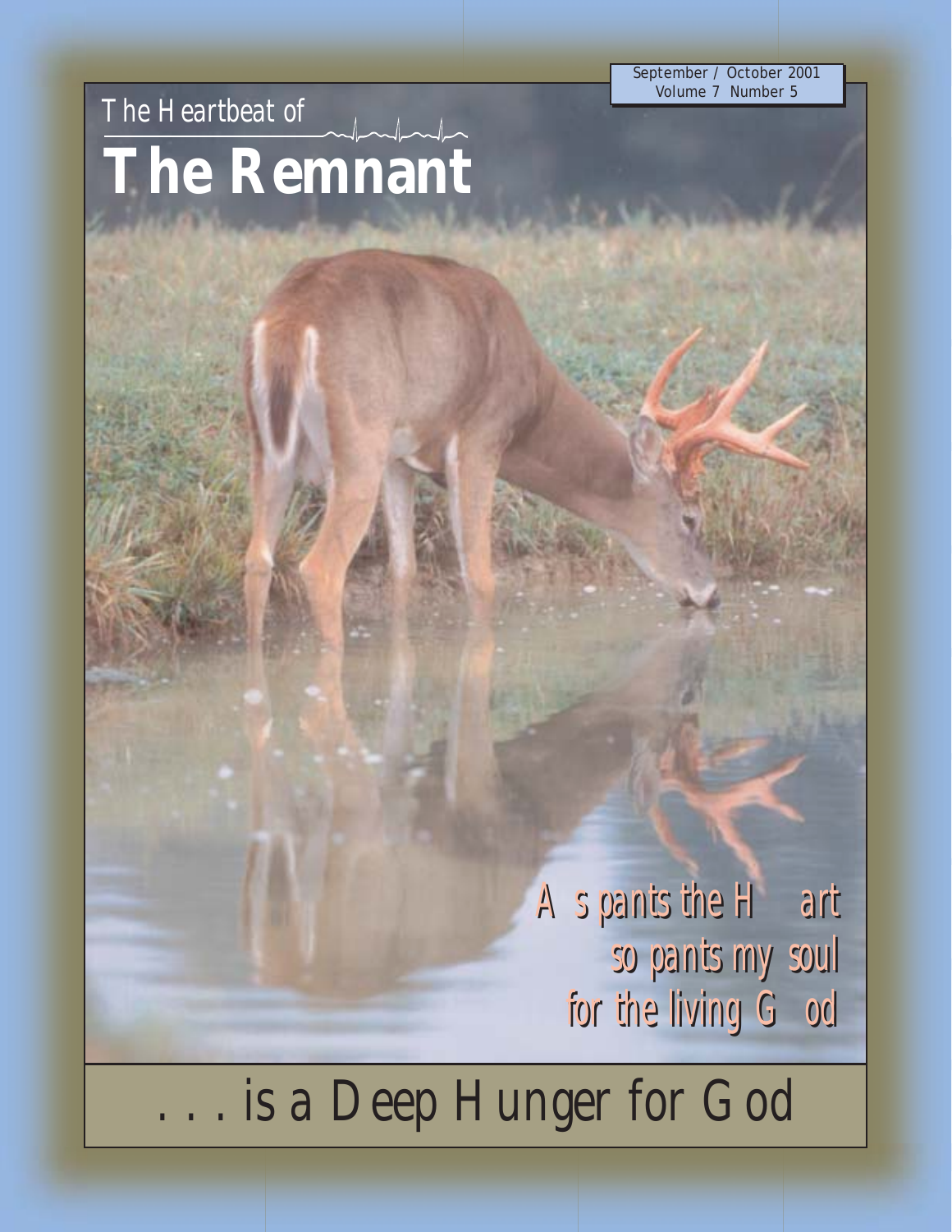September / October 2001
Volume 7 Number 5

The Heartbeat of

# The Remnant

As pants the Hart
so pants my soul
for the living God

. . . is a Deep Hunger for God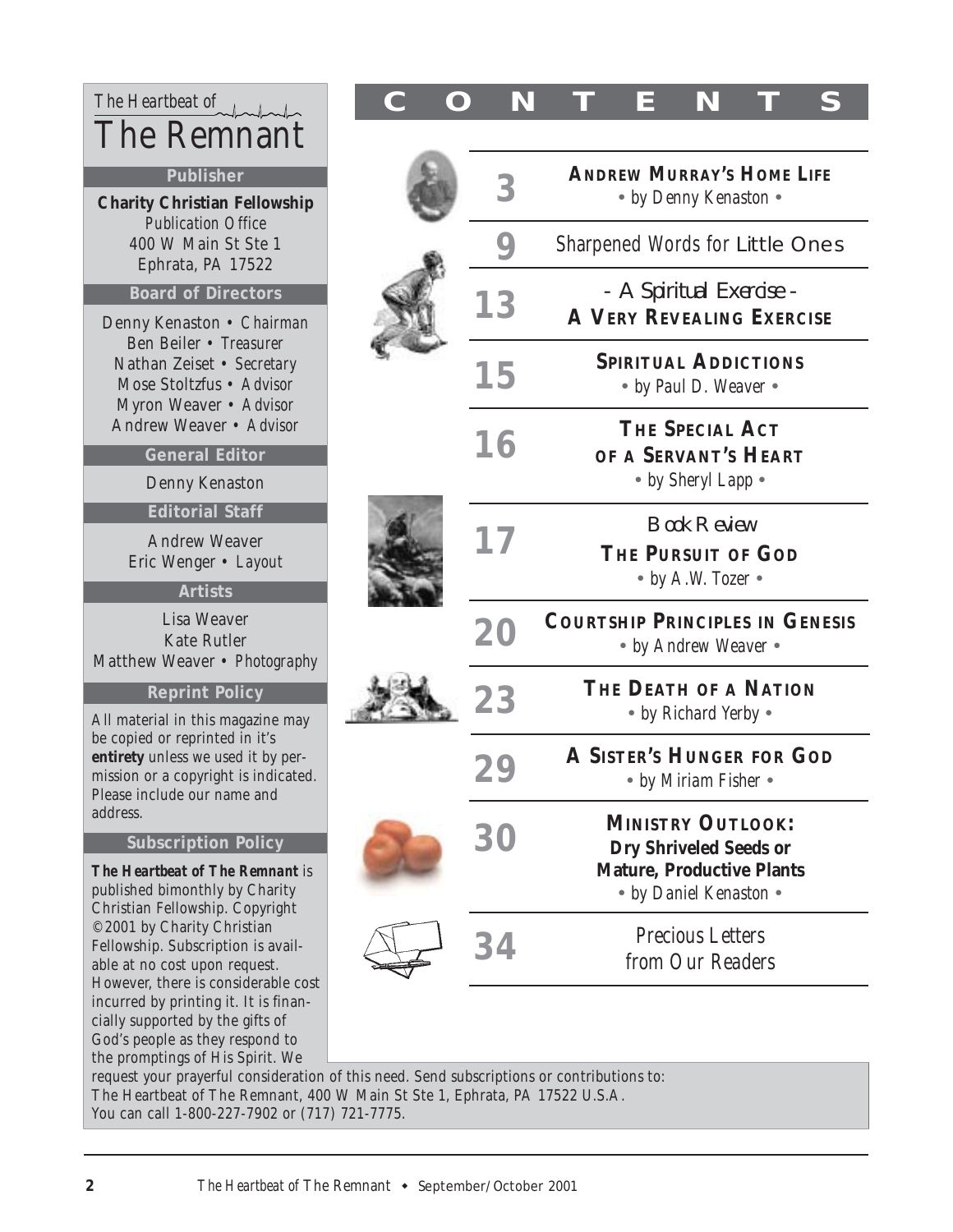# The Heartbeat of The Remnant

## Publisher

**Charity Christian Fellowship**
Publication Office
400 W Main St Ste 1
Ephrata, PA 17522

## Board of Directors

Denny Kenaston • *Chairman*
Ben Beiler • *Treasurer*
Nathan Zeiset • *Secretary*
Mose Stoltzfus • *Advisor*
Myron Weaver • *Advisor*
Andrew Weaver • *Advisor*

## General Editor

Denny Kenaston

## Editorial Staff

Andrew Weaver
Eric Wenger • *Layout*

## Artists

Lisa Weaver
Kate Rutler
Matthew Weaver • *Photography*

## Reprint Policy

All material in this magazine may be copied or reprinted in it's **entirety** unless we used it by permission or a copyright is indicated. Please include our name and address.

## Subscription Policy

***The Heartbeat of The Remnant*** is published bimonthly by Charity Christian Fellowship. Copyright ©2001 by Charity Christian Fellowship. Subscription is available at no cost upon request. However, there is considerable cost incurred by printing it. It is financially supported by the gifts of God's people as they respond to the promptings of His Spirit. We request your prayerful consideration of this need. Send subscriptions or contributions to: The Heartbeat of The Remnant, 400 W Main St Ste 1, Ephrata, PA 17522 U.S.A. You can call 1-800-227-7902 or (717) 721-7775.

# CONTENTS

| Page | Title |
|---|---|
| 3 | **ANDREW MURRAY'S HOME LIFE** • by Denny Kenaston • |
| 9 | Sharpened Words for Little Ones |
| 13 | *- A Spiritual Exercise -* **A VERY REVEALING EXERCISE** |
| 15 | **SPIRITUAL ADDICTIONS** • by Paul D. Weaver • |
| 16 | **THE SPECIAL ACT OF A SERVANT'S HEART** • by Sheryl Lapp • |
| 17 | *Book Review* **THE PURSUIT OF GOD** • by A.W. Tozer • |
| 20 | **COURTSHIP PRINCIPLES IN GENESIS** • by Andrew Weaver • |
| 23 | **THE DEATH OF A NATION** • by Richard Yerby • |
| 29 | **A SISTER'S HUNGER FOR GOD** • by Miriam Fisher • |
| 30 | **MINISTRY OUTLOOK: Dry Shriveled Seeds or Mature, Productive Plants** • by Daniel Kenaston • |
| 34 | Precious Letters from Our Readers |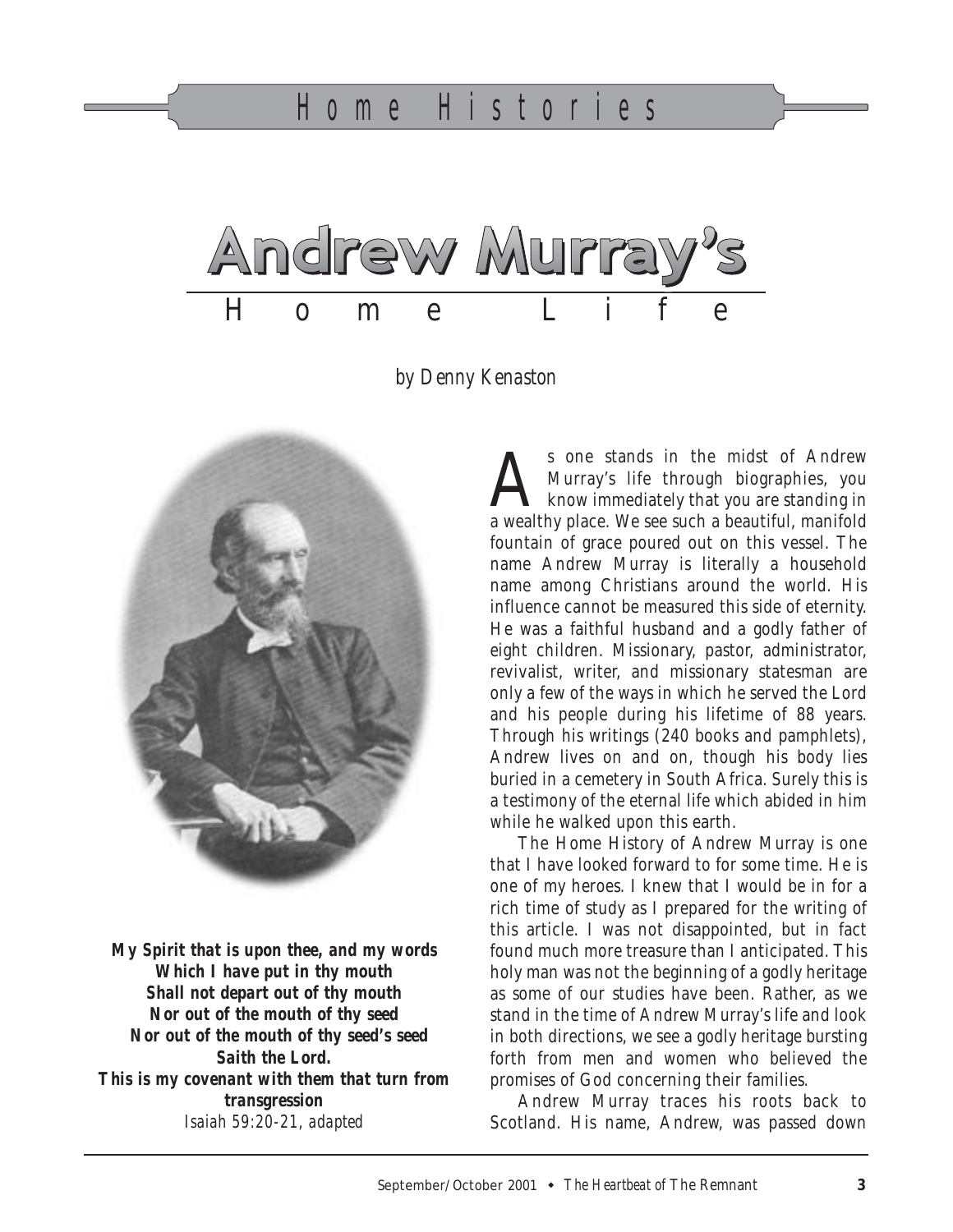Home Histories

# Andrew Murray's Home Life

*by Denny Kenaston*

**My Spirit that is upon thee, and my words**
**Which I have put in thy mouth**
**Shall not depart out of thy mouth**
**Nor out of the mouth of thy seed**
**Nor out of the mouth of thy seed's seed**
**Saith the Lord.**
**This is my covenant with them that turn from transgression**
*Isaiah 59:20-21, adapted*

As one stands in the midst of Andrew Murray's life through biographies, you know immediately that you are standing in a wealthy place. We see such a beautiful, manifold fountain of grace poured out on this vessel. The name Andrew Murray is literally a household name among Christians around the world. His influence cannot be measured this side of eternity. He was a faithful husband and a godly father of eight children. Missionary, pastor, administrator, revivalist, writer, and missionary statesman are only a few of the ways in which he served the Lord and his people during his lifetime of 88 years. Through his writings (240 books and pamphlets), Andrew lives on and on, though his body lies buried in a cemetery in South Africa. Surely this is a testimony of the eternal life which abided in him while he walked upon this earth.

The Home History of Andrew Murray is one that I have looked forward to for some time. He is one of my heroes. I knew that I would be in for a rich time of study as I prepared for the writing of this article. I was not disappointed, but in fact found much more treasure than I anticipated. This holy man was not the beginning of a godly heritage as some of our studies have been. Rather, as we stand in the time of Andrew Murray's life and look in both directions, we see a godly heritage bursting forth from men and women who believed the promises of God concerning their families.

Andrew Murray traces his roots back to Scotland. His name, Andrew, was passed down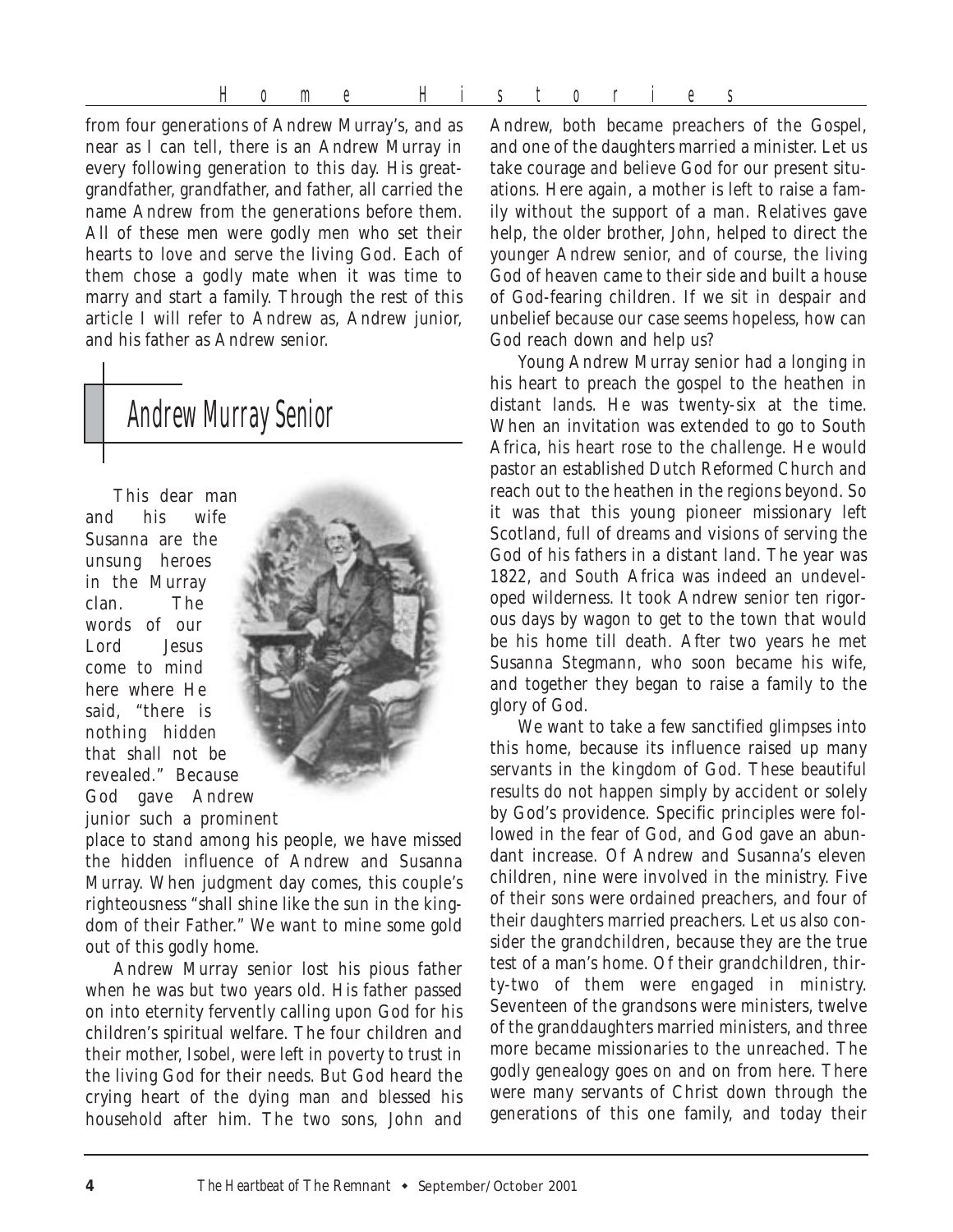from four generations of Andrew Murray's, and as near as I can tell, there is an Andrew Murray in every following generation to this day. His great-grandfather, grandfather, and father, all carried the name Andrew from the generations before them. All of these men were godly men who set their hearts to love and serve the living God. Each of them chose a godly mate when it was time to marry and start a family. Through the rest of this article I will refer to Andrew as, Andrew junior, and his father as Andrew senior.

## Andrew Murray Senior

This dear man and his wife Susanna are the unsung heroes in the Murray clan. The words of our Lord Jesus come to mind here where He said, "there is nothing hidden that shall not be revealed." Because God gave Andrew junior such a prominent place to stand among his people, we have missed the hidden influence of Andrew and Susanna Murray. When judgment day comes, this couple's righteousness "shall shine like the sun in the kingdom of their Father." We want to mine some gold out of this godly home.

Andrew Murray senior lost his pious father when he was but two years old. His father passed on into eternity fervently calling upon God for his children's spiritual welfare. The four children and their mother, Isobel, were left in poverty to trust in the living God for their needs. But God heard the crying heart of the dying man and blessed his household after him. The two sons, John and Andrew, both became preachers of the Gospel, and one of the daughters married a minister. Let us take courage and believe God for our present situations. Here again, a mother is left to raise a family without the support of a man. Relatives gave help, the older brother, John, helped to direct the younger Andrew senior, and of course, the living God of heaven came to their side and built a house of God-fearing children. If we sit in despair and unbelief because our case seems hopeless, how can God reach down and help us?

Young Andrew Murray senior had a longing in his heart to preach the gospel to the heathen in distant lands. He was twenty-six at the time. When an invitation was extended to go to South Africa, his heart rose to the challenge. He would pastor an established Dutch Reformed Church and reach out to the heathen in the regions beyond. So it was that this young pioneer missionary left Scotland, full of dreams and visions of serving the God of his fathers in a distant land. The year was 1822, and South Africa was indeed an undeveloped wilderness. It took Andrew senior ten rigorous days by wagon to get to the town that would be his home till death. After two years he met Susanna Stegmann, who soon became his wife, and together they began to raise a family to the glory of God.

We want to take a few sanctified glimpses into this home, because its influence raised up many servants in the kingdom of God. These beautiful results do not happen simply by accident or solely by God's providence. Specific principles were followed in the fear of God, and God gave an abundant increase. Of Andrew and Susanna's eleven children, nine were involved in the ministry. Five of their sons were ordained preachers, and four of their daughters married preachers. Let us also consider the grandchildren, because they are the true test of a man's home. Of their grandchildren, thirty-two of them were engaged in ministry. Seventeen of the grandsons were ministers, twelve of the granddaughters married ministers, and three more became missionaries to the unreached. The godly genealogy goes on and on from here. There were many servants of Christ down through the generations of this one family, and today their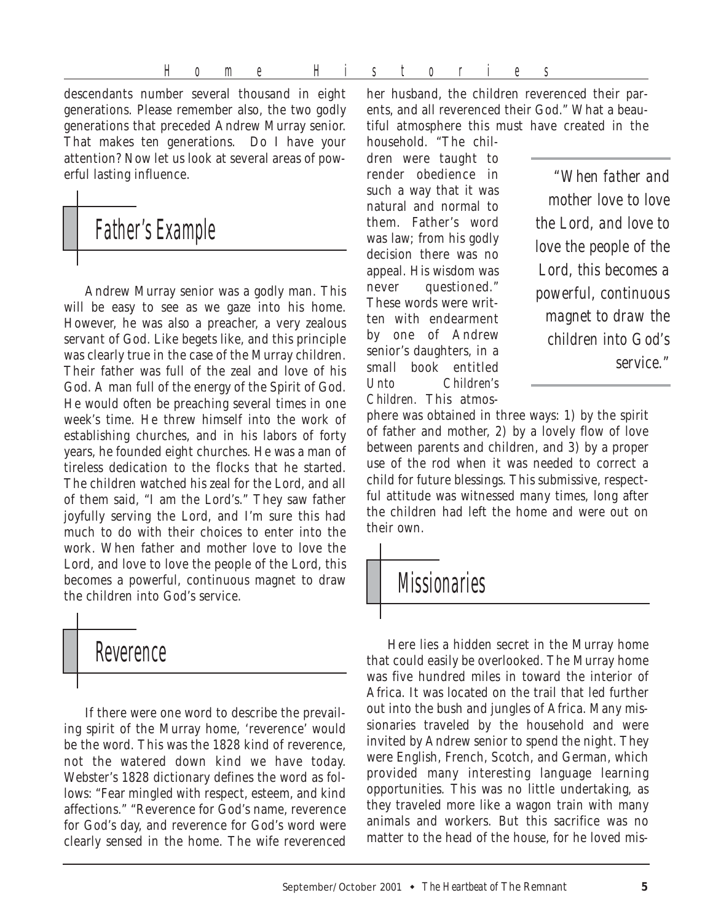descendants number several thousand in eight generations. Please remember also, the two godly generations that preceded Andrew Murray senior. That makes ten generations. Do I have your attention? Now let us look at several areas of powerful lasting influence.

## Father's Example

Andrew Murray senior was a godly man. This will be easy to see as we gaze into his home. However, he was also a preacher, a very zealous servant of God. Like begets like, and this principle was clearly true in the case of the Murray children. Their father was full of the zeal and love of his God. A man full of the energy of the Spirit of God. He would often be preaching several times in one week's time. He threw himself into the work of establishing churches, and in his labors of forty years, he founded eight churches. He was a man of tireless dedication to the flocks that he started. The children watched his zeal for the Lord, and all of them said, "I am the Lord's." They saw father joyfully serving the Lord, and I'm sure this had much to do with their choices to enter into the work. When father and mother love to love the Lord, and love to love the people of the Lord, this becomes a powerful, continuous magnet to draw the children into God's service.

## Reverence

If there were one word to describe the prevailing spirit of the Murray home, 'reverence' would be the word. This was the 1828 kind of reverence, not the watered down kind we have today. Webster's 1828 dictionary defines the word as follows: "Fear mingled with respect, esteem, and kind affections." "Reverence for God's name, reverence for God's day, and reverence for God's word were clearly sensed in the home. The wife reverenced her husband, the children reverenced their parents, and all reverenced their God." What a beautiful atmosphere this must have created in the household. "The children were taught to render obedience in such a way that it was natural and normal to them. Father's word was law; from his godly decision there was no appeal. His wisdom was never questioned." These words were written with endearment by one of Andrew senior's daughters, in a small book entitled *Unto Children's Children.* This atmosphere was obtained in three ways: 1) by the spirit of father and mother, 2) by a lovely flow of love between parents and children, and 3) by a proper use of the rod when it was needed to correct a child for future blessings. This submissive, respectful attitude was witnessed many times, long after the children had left the home and were out on their own.

> *"When father and mother love to love the Lord, and love to love the people of the Lord, this becomes a powerful, continuous magnet to draw the children into God's service."*

## Missionaries

Here lies a hidden secret in the Murray home that could easily be overlooked. The Murray home was five hundred miles in toward the interior of Africa. It was located on the trail that led further out into the bush and jungles of Africa. Many missionaries traveled by the household and were invited by Andrew senior to spend the night. They were English, French, Scotch, and German, which provided many interesting language learning opportunities. This was no little undertaking, as they traveled more like a wagon train with many animals and workers. But this sacrifice was no matter to the head of the house, for he loved mis-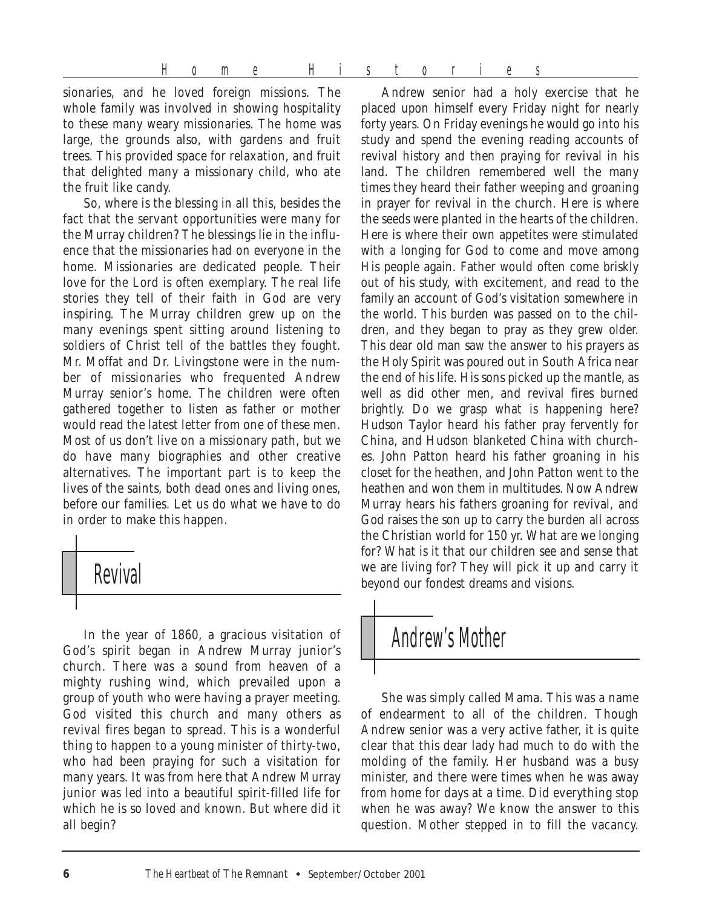sionaries, and he loved foreign missions. The whole family was involved in showing hospitality to these many weary missionaries. The home was large, the grounds also, with gardens and fruit trees. This provided space for relaxation, and fruit that delighted many a missionary child, who ate the fruit like candy.

So, where is the blessing in all this, besides the fact that the servant opportunities were many for the Murray children? The blessings lie in the influence that the missionaries had on everyone in the home. Missionaries are dedicated people. Their love for the Lord is often exemplary. The real life stories they tell of their faith in God are very inspiring. The Murray children grew up on the many evenings spent sitting around listening to soldiers of Christ tell of the battles they fought. Mr. Moffat and Dr. Livingstone were in the number of missionaries who frequented Andrew Murray senior's home. The children were often gathered together to listen as father or mother would read the latest letter from one of these men. Most of us don't live on a missionary path, but we do have many biographies and other creative alternatives. The important part is to keep the lives of the saints, both dead ones and living ones, before our families. Let us do what we have to do in order to make this happen.

## Revival

In the year of 1860, a gracious visitation of God's spirit began in Andrew Murray junior's church. There was a sound from heaven of a mighty rushing wind, which prevailed upon a group of youth who were having a prayer meeting. God visited this church and many others as revival fires began to spread. This is a wonderful thing to happen to a young minister of thirty-two, who had been praying for such a visitation for many years. It was from here that Andrew Murray junior was led into a beautiful spirit-filled life for which he is so loved and known. But where did it all begin?

Andrew senior had a holy exercise that he placed upon himself every Friday night for nearly forty years. On Friday evenings he would go into his study and spend the evening reading accounts of revival history and then praying for revival in his land. The children remembered well the many times they heard their father weeping and groaning in prayer for revival in the church. Here is where the seeds were planted in the hearts of the children. Here is where their own appetites were stimulated with a longing for God to come and move among His people again. Father would often come briskly out of his study, with excitement, and read to the family an account of God's visitation somewhere in the world. This burden was passed on to the children, and they began to pray as they grew older. This dear old man saw the answer to his prayers as the Holy Spirit was poured out in South Africa near the end of his life. His sons picked up the mantle, as well as did other men, and revival fires burned brightly. Do we grasp what is happening here? Hudson Taylor heard his father pray fervently for China, and Hudson blanketed China with churches. John Patton heard his father groaning in his closet for the heathen, and John Patton went to the heathen and won them in multitudes. Now Andrew Murray hears his fathers groaning for revival, and God raises the son up to carry the burden all across the Christian world for 150 yr. What are we longing for? What is it that our children see and sense that we are living for? They will pick it up and carry it beyond our fondest dreams and visions.

## Andrew's Mother

She was simply called Mama. This was a name of endearment to all of the children. Though Andrew senior was a very active father, it is quite clear that this dear lady had much to do with the molding of the family. Her husband was a busy minister, and there were times when he was away from home for days at a time. Did everything stop when he was away? We know the answer to this question. Mother stepped in to fill the vacancy.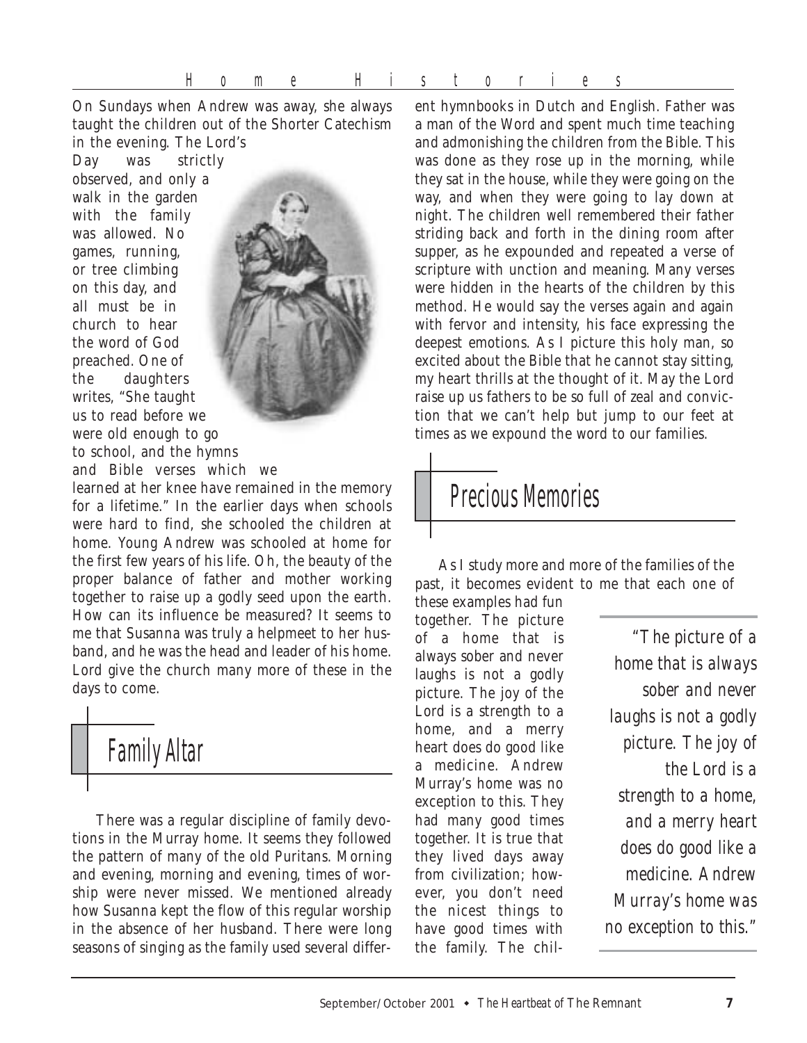On Sundays when Andrew was away, she always taught the children out of the Shorter Catechism in the evening. The Lord's Day was strictly observed, and only a walk in the garden with the family was allowed. No games, running, or tree climbing on this day, and all must be in church to hear the word of God preached. One of the daughters writes, "She taught us to read before we were old enough to go to school, and the hymns and Bible verses which we learned at her knee have remained in the memory for a lifetime." In the earlier days when schools were hard to find, she schooled the children at home. Young Andrew was schooled at home for the first few years of his life. Oh, the beauty of the proper balance of father and mother working together to raise up a godly seed upon the earth. How can its influence be measured? It seems to me that Susanna was truly a helpmeet to her husband, and he was the head and leader of his home. Lord give the church many more of these in the days to come.

## Family Altar

There was a regular discipline of family devotions in the Murray home. It seems they followed the pattern of many of the old Puritans. Morning and evening, morning and evening, times of worship were never missed. We mentioned already how Susanna kept the flow of this regular worship in the absence of her husband. There were long seasons of singing as the family used several different hymnbooks in Dutch and English. Father was a man of the Word and spent much time teaching and admonishing the children from the Bible. This was done as they rose up in the morning, while they sat in the house, while they were going on the way, and when they were going to lay down at night. The children well remembered their father striding back and forth in the dining room after supper, as he expounded and repeated a verse of scripture with unction and meaning. Many verses were hidden in the hearts of the children by this method. He would say the verses again and again with fervor and intensity, his face expressing the deepest emotions. As I picture this holy man, so excited about the Bible that he cannot stay sitting, my heart thrills at the thought of it. May the Lord raise up us fathers to be so full of zeal and conviction that we can't help but jump to our feet at times as we expound the word to our families.

## Precious Memories

As I study more and more of the families of the past, it becomes evident to me that each one of these examples had fun together. The picture of a home that is always sober and never laughs is not a godly picture. The joy of the Lord is a strength to a home, and a merry heart does do good like a medicine. Andrew Murray's home was no exception to this. They had many good times together. It is true that they lived days away from civilization; however, you don't need the nicest things to have good times with the family. The chil-

> *"The picture of a home that is always sober and never laughs is not a godly picture. The joy of the Lord is a strength to a home, and a merry heart does do good like a medicine. Andrew Murray's home was no exception to this."*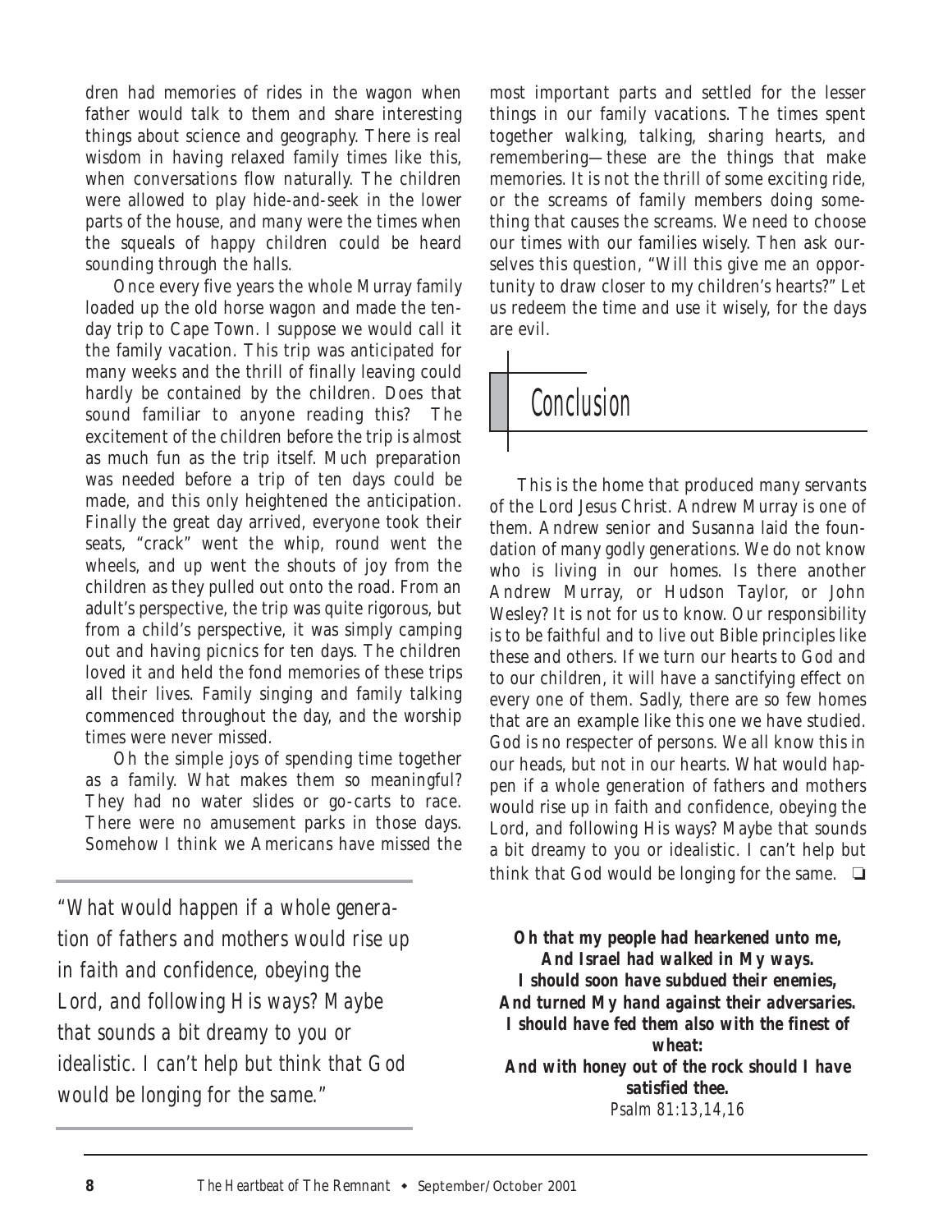dren had memories of rides in the wagon when father would talk to them and share interesting things about science and geography. There is real wisdom in having relaxed family times like this, when conversations flow naturally. The children were allowed to play hide-and-seek in the lower parts of the house, and many were the times when the squeals of happy children could be heard sounding through the halls.

Once every five years the whole Murray family loaded up the old horse wagon and made the ten-day trip to Cape Town. I suppose we would call it the family vacation. This trip was anticipated for many weeks and the thrill of finally leaving could hardly be contained by the children. Does that sound familiar to anyone reading this? The excitement of the children before the trip is almost as much fun as the trip itself. Much preparation was needed before a trip of ten days could be made, and this only heightened the anticipation. Finally the great day arrived, everyone took their seats, "crack" went the whip, round went the wheels, and up went the shouts of joy from the children as they pulled out onto the road. From an adult's perspective, the trip was quite rigorous, but from a child's perspective, it was simply camping out and having picnics for ten days. The children loved it and held the fond memories of these trips all their lives. Family singing and family talking commenced throughout the day, and the worship times were never missed.

Oh the simple joys of spending time together as a family. What makes them so meaningful? They had no water slides or go-carts to race. There were no amusement parks in those days. Somehow I think we Americans have missed the most important parts and settled for the lesser things in our family vacations. The times spent together walking, talking, sharing hearts, and remembering—these are the things that make memories. It is not the thrill of some exciting ride, or the screams of family members doing something that causes the screams. We need to choose our times with our families wisely. Then ask ourselves this question, "Will this give me an opportunity to draw closer to my children's hearts?" Let us redeem the time and use it wisely, for the days are evil.

## Conclusion

This is the home that produced many servants of the Lord Jesus Christ. Andrew Murray is one of them. Andrew senior and Susanna laid the foundation of many godly generations. We do not know who is living in our homes. Is there another Andrew Murray, or Hudson Taylor, or John Wesley? It is not for us to know. Our responsibility is to be faithful and to live out Bible principles like these and others. If we turn our hearts to God and to our children, it will have a sanctifying effect on every one of them. Sadly, there are so few homes that are an example like this one we have studied. God is no respecter of persons. We all know this in our heads, but not in our hearts. What would happen if a whole generation of fathers and mothers would rise up in faith and confidence, obeying the Lord, and following His ways? Maybe that sounds a bit dreamy to you or idealistic. I can't help but think that God would be longing for the same. ❑

*"What would happen if a whole generation of fathers and mothers would rise up in faith and confidence, obeying the Lord, and following His ways? Maybe that sounds a bit dreamy to you or idealistic. I can't help but think that God would be longing for the same."*

***Oh that my people had hearkened unto me,***
***And Israel had walked in My ways.***
***I should soon have subdued their enemies,***
***And turned My hand against their adversaries.***
***I should have fed them also with the finest of wheat:***
***And with honey out of the rock should I have satisfied thee.***
*Psalm 81:13,14,16*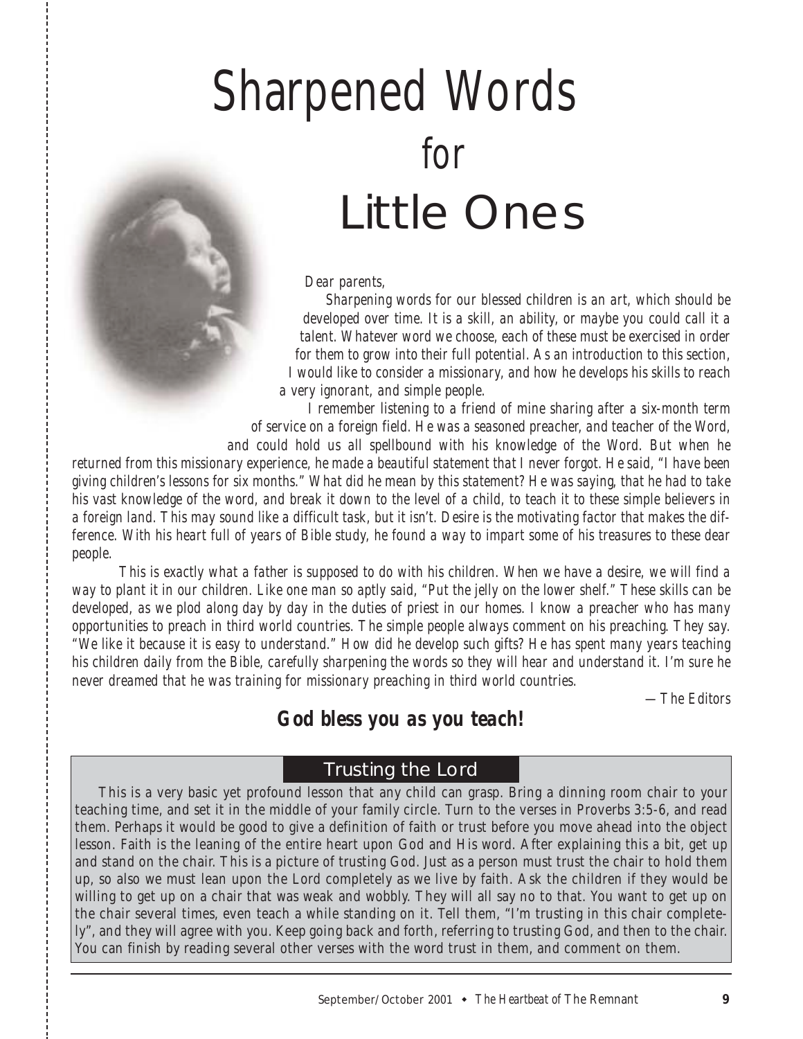# Sharpened Words for Little Ones

*Dear parents,*

*Sharpening words for our blessed children is an art, which should be developed over time. It is a skill, an ability, or maybe you could call it a talent. Whatever word we choose, each of these must be exercised in order for them to grow into their full potential. As an introduction to this section, I would like to consider a missionary, and how he develops his skills to reach a very ignorant, and simple people.*

*I remember listening to a friend of mine sharing after a six-month term of service on a foreign field. He was a seasoned preacher, and teacher of the Word, and could hold us all spellbound with his knowledge of the Word. But when he returned from this missionary experience, he made a beautiful statement that I never forgot. He said, "I have been giving children's lessons for six months." What did he mean by this statement? He was saying, that he had to take his vast knowledge of the word, and break it down to the level of a child, to teach it to these simple believers in a foreign land. This may sound like a difficult task, but it isn't. Desire is the motivating factor that makes the difference. With his heart full of years of Bible study, he found a way to impart some of his treasures to these dear people.*

*This is exactly what a father is supposed to do with his children. When we have a desire, we will find a way to plant it in our children. Like one man so aptly said, "Put the jelly on the lower shelf." These skills can be developed, as we plod along day by day in the duties of priest in our homes. I know a preacher who has many opportunities to preach in third world countries. The simple people always comment on his preaching. They say. "We like it because it is easy to understand." How did he develop such gifts? He has spent many years teaching his children daily from the Bible, carefully sharpening the words so they will hear and understand it. I'm sure he never dreamed that he was training for missionary preaching in third world countries.*

*—The Editors*

***God bless you as you teach!***

## Trusting the Lord

This is a very basic yet profound lesson that any child can grasp. Bring a dinning room chair to your teaching time, and set it in the middle of your family circle. Turn to the verses in Proverbs 3:5-6, and read them. Perhaps it would be good to give a definition of faith or trust before you move ahead into the object lesson. Faith is the leaning of the entire heart upon God and His word. After explaining this a bit, get up and stand on the chair. This is a picture of trusting God. Just as a person must trust the chair to hold them up, so also we must lean upon the Lord completely as we live by faith. Ask the children if they would be willing to get up on a chair that was weak and wobbly. They will all say no to that. You want to get up on the chair several times, even teach a while standing on it. Tell them, "I'm trusting in this chair completely", and they will agree with you. Keep going back and forth, referring to trusting God, and then to the chair. You can finish by reading several other verses with the word trust in them, and comment on them.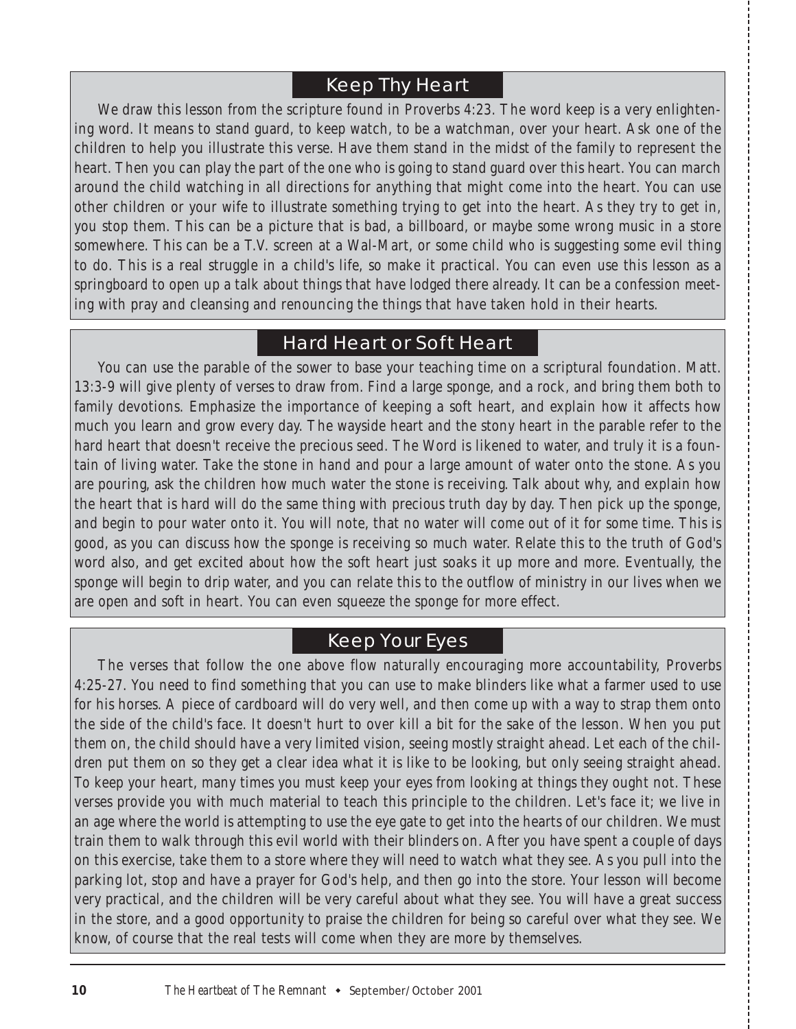## Keep Thy Heart

We draw this lesson from the scripture found in Proverbs 4:23. The word keep is a very enlightening word. It means to stand guard, to keep watch, to be a watchman, over your heart. Ask one of the children to help you illustrate this verse. Have them stand in the midst of the family to represent the heart. Then you can play the part of the one who is going to stand guard over this heart. You can march around the child watching in all directions for anything that might come into the heart. You can use other children or your wife to illustrate something trying to get into the heart. As they try to get in, you stop them. This can be a picture that is bad, a billboard, or maybe some wrong music in a store somewhere. This can be a T.V. screen at a Wal-Mart, or some child who is suggesting some evil thing to do. This is a real struggle in a child's life, so make it practical. You can even use this lesson as a springboard to open up a talk about things that have lodged there already. It can be a confession meeting with pray and cleansing and renouncing the things that have taken hold in their hearts.

## Hard Heart or Soft Heart

You can use the parable of the sower to base your teaching time on a scriptural foundation. Matt. 13:3-9 will give plenty of verses to draw from. Find a large sponge, and a rock, and bring them both to family devotions. Emphasize the importance of keeping a soft heart, and explain how it affects how much you learn and grow every day. The wayside heart and the stony heart in the parable refer to the hard heart that doesn't receive the precious seed. The Word is likened to water, and truly it is a fountain of living water. Take the stone in hand and pour a large amount of water onto the stone. As you are pouring, ask the children how much water the stone is receiving. Talk about why, and explain how the heart that is hard will do the same thing with precious truth day by day. Then pick up the sponge, and begin to pour water onto it. You will note, that no water will come out of it for some time. This is good, as you can discuss how the sponge is receiving so much water. Relate this to the truth of God's word also, and get excited about how the soft heart just soaks it up more and more. Eventually, the sponge will begin to drip water, and you can relate this to the outflow of ministry in our lives when we are open and soft in heart. You can even squeeze the sponge for more effect.

## Keep Your Eyes

The verses that follow the one above flow naturally encouraging more accountability, Proverbs 4:25-27. You need to find something that you can use to make blinders like what a farmer used to use for his horses. A piece of cardboard will do very well, and then come up with a way to strap them onto the side of the child's face. It doesn't hurt to over kill a bit for the sake of the lesson. When you put them on, the child should have a very limited vision, seeing mostly straight ahead. Let each of the children put them on so they get a clear idea what it is like to be looking, but only seeing straight ahead. To keep your heart, many times you must keep your eyes from looking at things they ought not. These verses provide you with much material to teach this principle to the children. Let's face it; we live in an age where the world is attempting to use the eye gate to get into the hearts of our children. We must train them to walk through this evil world with their blinders on. After you have spent a couple of days on this exercise, take them to a store where they will need to watch what they see. As you pull into the parking lot, stop and have a prayer for God's help, and then go into the store. Your lesson will become very practical, and the children will be very careful about what they see. You will have a great success in the store, and a good opportunity to praise the children for being so careful over what they see. We know, of course that the real tests will come when they are more by themselves.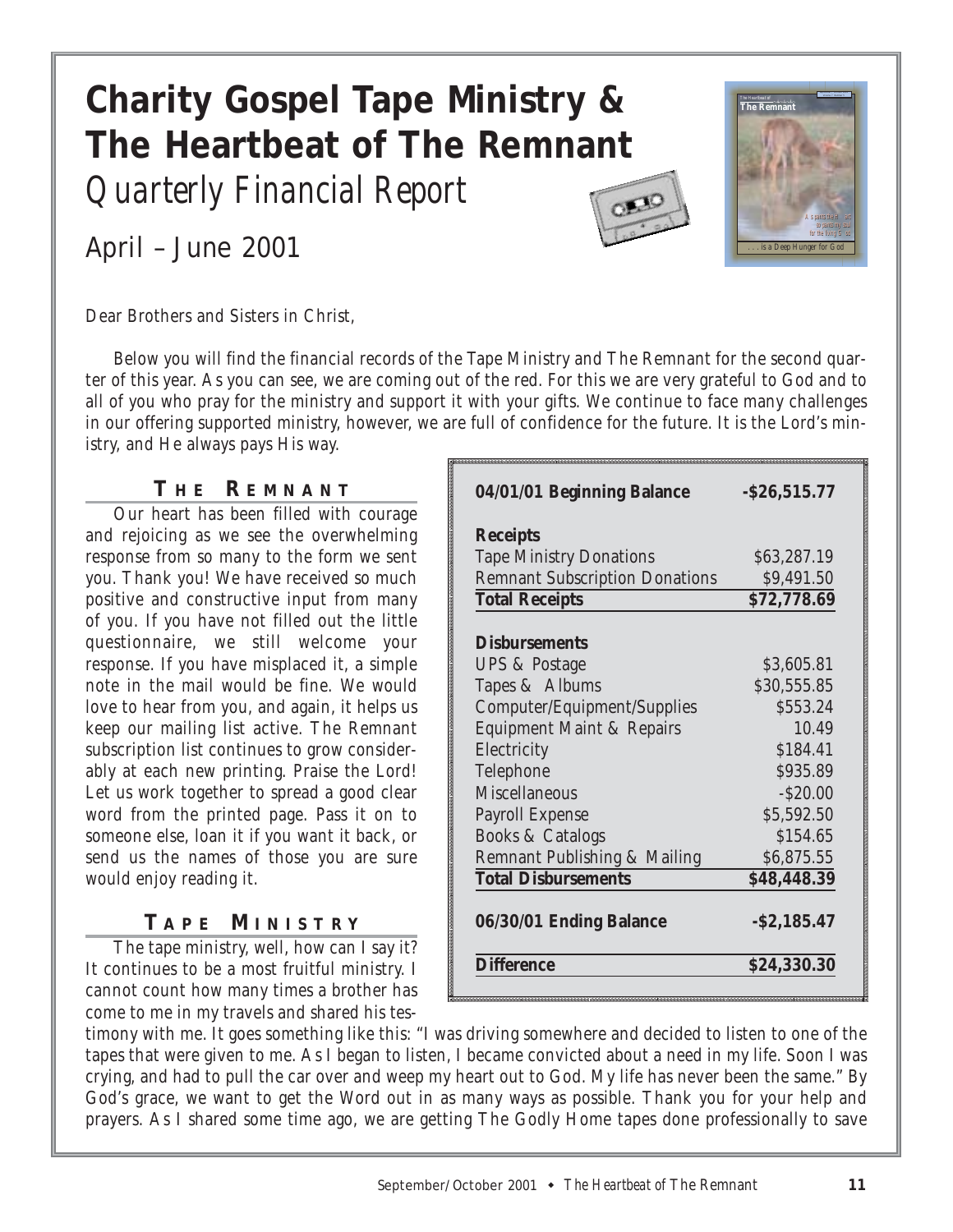# Charity Gospel Tape Ministry & The Heartbeat of The Remnant

*Quarterly Financial Report*

## April – June 2001

Dear Brothers and Sisters in Christ,

Below you will find the financial records of the Tape Ministry and The Remnant for the second quarter of this year. As you can see, we are coming out of the red. For this we are very grateful to God and to all of you who pray for the ministry and support it with your gifts. We continue to face many challenges in our offering supported ministry, however, we are full of confidence for the future. It is the Lord's ministry, and He always pays His way.

### The Remnant

Our heart has been filled with courage and rejoicing as we see the overwhelming response from so many to the form we sent you. Thank you! We have received so much positive and constructive input from many of you. If you have not filled out the little questionnaire, we still welcome your response. If you have misplaced it, a simple note in the mail would be fine. We would love to hear from you, and again, it helps us keep our mailing list active. The Remnant subscription list continues to grow considerably at each new printing. Praise the Lord! Let us work together to spread a good clear word from the printed page. Pass it on to someone else, loan it if you want it back, or send us the names of those you are sure would enjoy reading it.

| | |
|---|---|
| **04/01/01 Beginning Balance** | **-$26,515.77** |
| **Receipts** | |
| Tape Ministry Donations | $63,287.19 |
| Remnant Subscription Donations | $9,491.50 |
| **Total Receipts** | **$72,778.69** |
| **Disbursements** | |
| UPS & Postage | $3,605.81 |
| Tapes & Albums | $30,555.85 |
| Computer/Equipment/Supplies | $553.24 |
| Equipment Maint & Repairs | 10.49 |
| Electricity | $184.41 |
| Telephone | $935.89 |
| Miscellaneous | -$20.00 |
| Payroll Expense | $5,592.50 |
| Books & Catalogs | $154.65 |
| Remnant Publishing & Mailing | $6,875.55 |
| **Total Disbursements** | **$48,448.39** |
| **06/30/01 Ending Balance** | **-$2,185.47** |
| **Difference** | **$24,330.30** |

### Tape Ministry

The tape ministry, well, how can I say it? It continues to be a most fruitful ministry. I cannot count how many times a brother has come to me in my travels and shared his testimony with me. It goes something like this: "I was driving somewhere and decided to listen to one of the tapes that were given to me. As I began to listen, I became convicted about a need in my life. Soon I was crying, and had to pull the car over and weep my heart out to God. My life has never been the same." By God's grace, we want to get the Word out in as many ways as possible. Thank you for your help and prayers. As I shared some time ago, we are getting The Godly Home tapes done professionally to save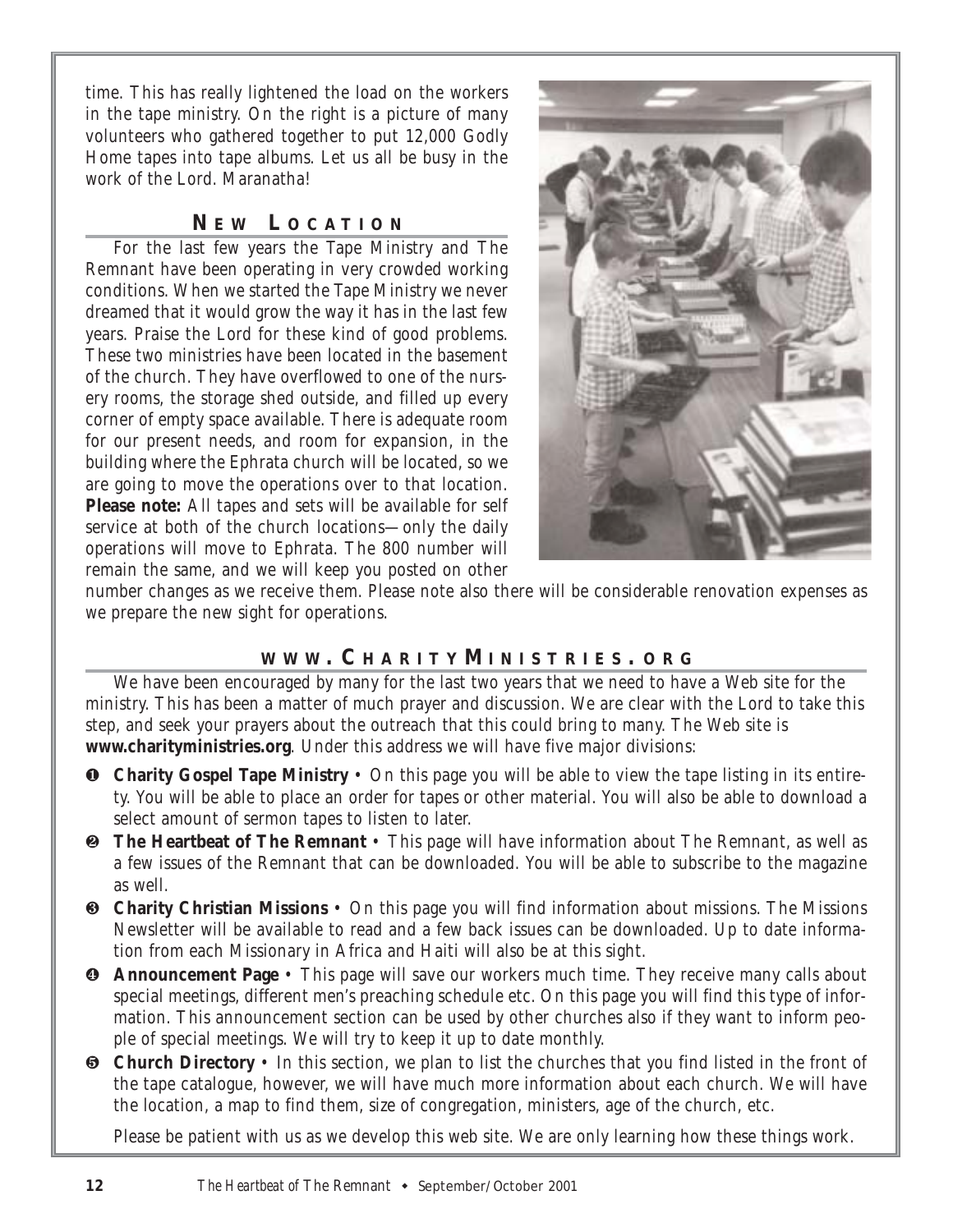time. This has really lightened the load on the workers in the tape ministry. On the right is a picture of many volunteers who gathered together to put 12,000 Godly Home tapes into tape albums. Let us all be busy in the work of the Lord. Maranatha!

## New Location

For the last few years the Tape Ministry and The Remnant have been operating in very crowded working conditions. When we started the Tape Ministry we never dreamed that it would grow the way it has in the last few years. Praise the Lord for these kind of good problems. These two ministries have been located in the basement of the church. They have overflowed to one of the nursery rooms, the storage shed outside, and filled up every corner of empty space available. There is adequate room for our present needs, and room for expansion, in the building where the Ephrata church will be located, so we are going to move the operations over to that location. **Please note:** All tapes and sets will be available for self service at both of the church locations—only the daily operations will move to Ephrata. The 800 number will remain the same, and we will keep you posted on other number changes as we receive them. Please note also there will be considerable renovation expenses as we prepare the new sight for operations.

## www.CharityMinistries.org

We have been encouraged by many for the last two years that we need to have a Web site for the ministry. This has been a matter of much prayer and discussion. We are clear with the Lord to take this step, and seek your prayers about the outreach that this could bring to many. The Web site is **www.charityministries.org**. Under this address we will have five major divisions:

1. **Charity Gospel Tape Ministry** • On this page you will be able to view the tape listing in its entirety. You will be able to place an order for tapes or other material. You will also be able to download a select amount of sermon tapes to listen to later.
2. **The Heartbeat of The Remnant** • This page will have information about The Remnant, as well as a few issues of the Remnant that can be downloaded. You will be able to subscribe to the magazine as well.
3. **Charity Christian Missions** • On this page you will find information about missions. The Missions Newsletter will be available to read and a few back issues can be downloaded. Up to date information from each Missionary in Africa and Haiti will also be at this sight.
4. **Announcement Page** • This page will save our workers much time. They receive many calls about special meetings, different men's preaching schedule etc. On this page you will find this type of information. This announcement section can be used by other churches also if they want to inform people of special meetings. We will try to keep it up to date monthly.
5. **Church Directory** • In this section, we plan to list the churches that you find listed in the front of the tape catalogue, however, we will have much more information about each church. We will have the location, a map to find them, size of congregation, ministers, age of the church, etc.

Please be patient with us as we develop this web site. We are only learning how these things work.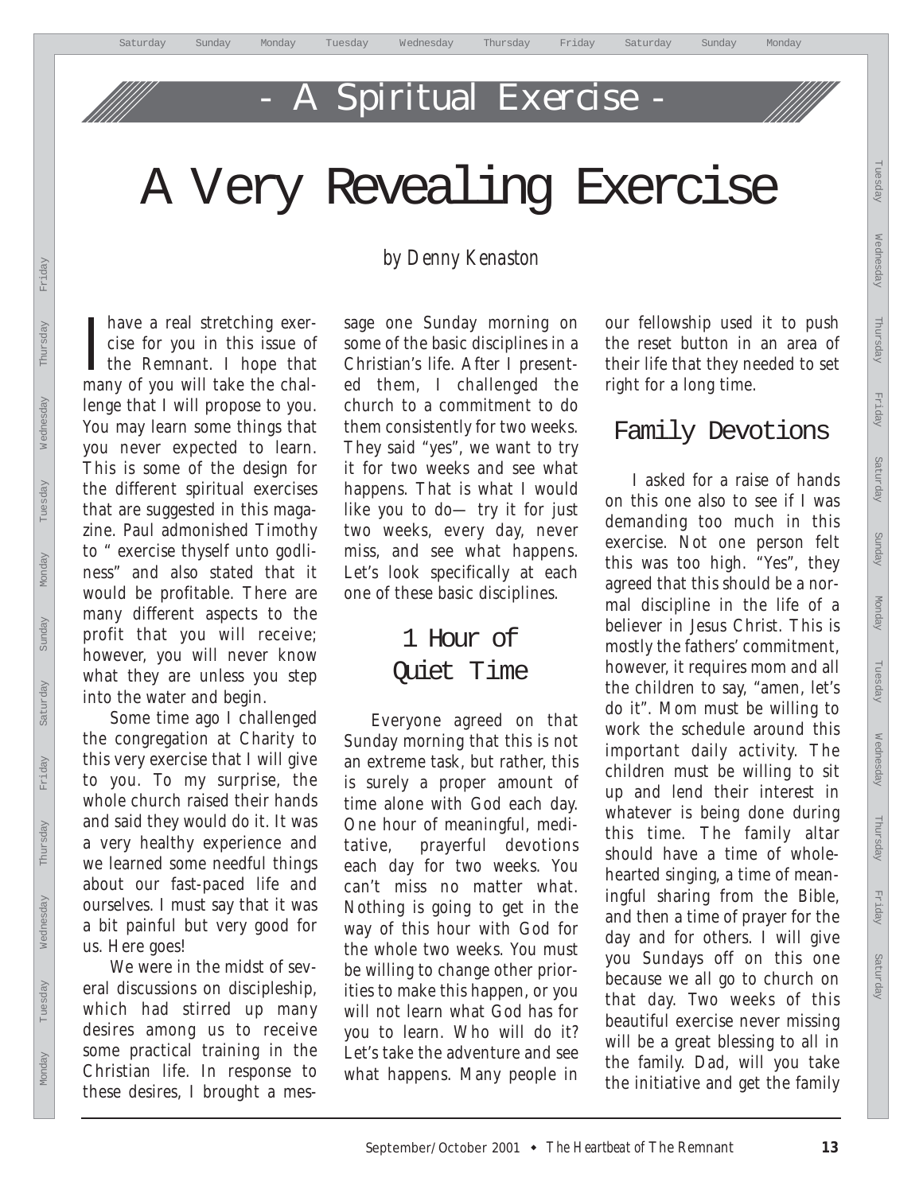## - A Spiritual Exercise -

# A Very Revealing Exercise

*by Denny Kenaston*

I have a real stretching exercise for you in this issue of the Remnant. I hope that many of you will take the challenge that I will propose to you. You may learn some things that you never expected to learn. This is some of the design for the different spiritual exercises that are suggested in this magazine. Paul admonished Timothy to " exercise thyself unto godliness" and also stated that it would be profitable. There are many different aspects to the profit that you will receive; however, you will never know what they are unless you step into the water and begin.

Some time ago I challenged the congregation at Charity to this very exercise that I will give to you. To my surprise, the whole church raised their hands and said they would do it. It was a very healthy experience and we learned some needful things about our fast-paced life and ourselves. I must say that it was a bit painful but very good for us. Here goes!

We were in the midst of several discussions on discipleship, which had stirred up many desires among us to receive some practical training in the Christian life. In response to these desires, I brought a message one Sunday morning on some of the basic disciplines in a Christian's life. After I presented them, I challenged the church to a commitment to do them consistently for two weeks. They said "yes", we want to try it for two weeks and see what happens. That is what I would like you to do— try it for just two weeks, every day, never miss, and see what happens. Let's look specifically at each one of these basic disciplines.

## 1 Hour of Quiet Time

Everyone agreed on that Sunday morning that this is not an extreme task, but rather, this is surely a proper amount of time alone with God each day. One hour of meaningful, meditative, prayerful devotions each day for two weeks. You can't miss no matter what. Nothing is going to get in the way of this hour with God for the whole two weeks. You must be willing to change other priorities to make this happen, or you will not learn what God has for you to learn. Who will do it? Let's take the adventure and see what happens. Many people in our fellowship used it to push the reset button in an area of their life that they needed to set right for a long time.

## Family Devotions

I asked for a raise of hands on this one also to see if I was demanding too much in this exercise. Not one person felt this was too high. "Yes", they agreed that this should be a normal discipline in the life of a believer in Jesus Christ. This is mostly the fathers' commitment, however, it requires mom and all the children to say, "amen, let's do it". Mom must be willing to work the schedule around this important daily activity. The children must be willing to sit up and lend their interest in whatever is being done during this time. The family altar should have a time of wholehearted singing, a time of meaningful sharing from the Bible, and then a time of prayer for the day and for others. I will give you Sundays off on this one because we all go to church on that day. Two weeks of this beautiful exercise never missing will be a great blessing to all in the family. Dad, will you take the initiative and get the family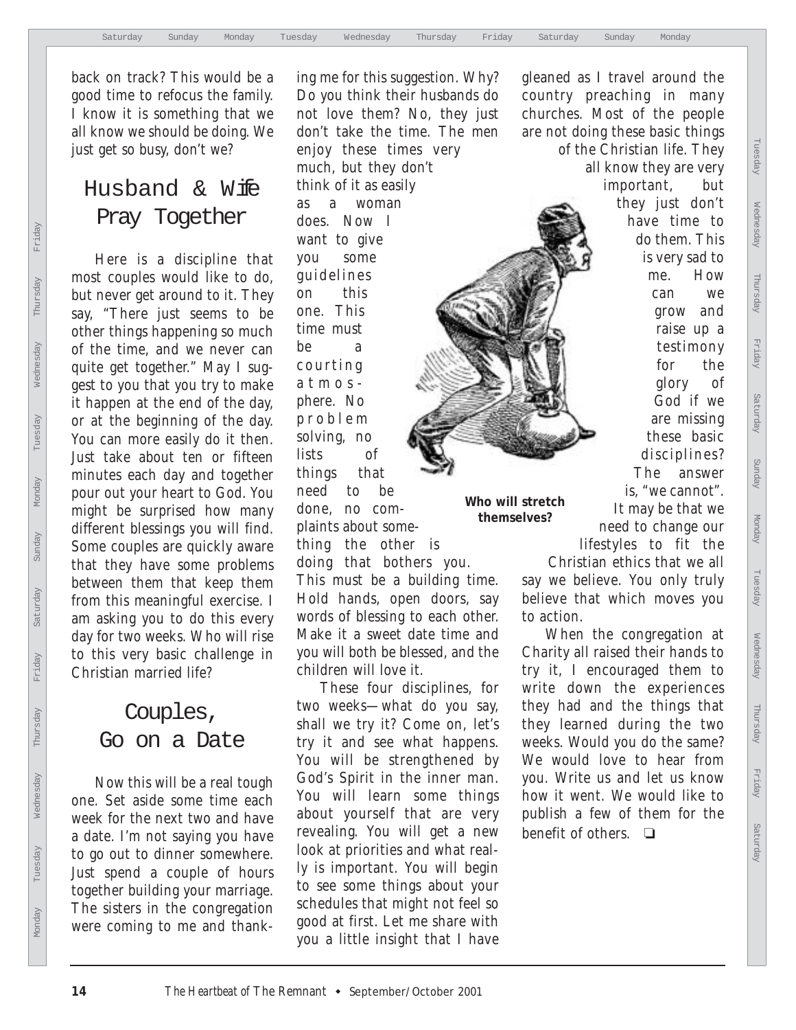back on track? This would be a good time to refocus the family. I know it is something that we all know we should be doing. We just get so busy, don't we?

## Husband & Wife Pray Together

Here is a discipline that most couples would like to do, but never get around to it. They say, "There just seems to be other things happening so much of the time, and we never can quite get together." May I suggest to you that you try to make it happen at the end of the day, or at the beginning of the day. You can more easily do it then. Just take about ten or fifteen minutes each day and together pour out your heart to God. You might be surprised how many different blessings you will find. Some couples are quickly aware that they have some problems between them that keep them from this meaningful exercise. I am asking you to do this every day for two weeks. Who will rise to this very basic challenge in Christian married life?

## Couples, Go on a Date

Now this will be a real tough one. Set aside some time each week for the next two and have a date. I'm not saying you have to go out to dinner somewhere. Just spend a couple of hours together building your marriage. The sisters in the congregation were coming to me and thanking me for this suggestion. Why? Do you think their husbands do not love them? No, they just don't take the time. The men enjoy these times very much, but they don't think of it as easily as a woman does. Now I want to give you some guidelines on this one. This time must be a courting atmosphere. No problem solving, no lists of things that need to be done, no complaints about something the other is doing that bothers you. This must be a building time. Hold hands, open doors, say words of blessing to each other. Make it a sweet date time and you will both be blessed, and the children will love it.

**Who will stretch themselves?**

These four disciplines, for two weeks—what do you say, shall we try it? Come on, let's try it and see what happens. You will be strengthened by God's Spirit in the inner man. You will learn some things about yourself that are very revealing. You will get a new look at priorities and what really is important. You will begin to see some things about your schedules that might not feel so good at first. Let me share with you a little insight that I have gleaned as I travel around the country preaching in many churches. Most of the people are not doing these basic things of the Christian life. They all know they are very important, but they just don't have time to do them. This is very sad to me. How can we grow and raise up a testimony for the glory of God if we are missing these basic disciplines? The answer is, "we cannot". It may be that we need to change our lifestyles to fit the Christian ethics that we all say we believe. You only truly believe that which moves you to action.

When the congregation at Charity all raised their hands to try it, I encouraged them to write down the experiences they had and the things that they learned during the two weeks. Would you do the same? We would love to hear from you. Write us and let us know how it went. We would like to publish a few of them for the benefit of others. ❑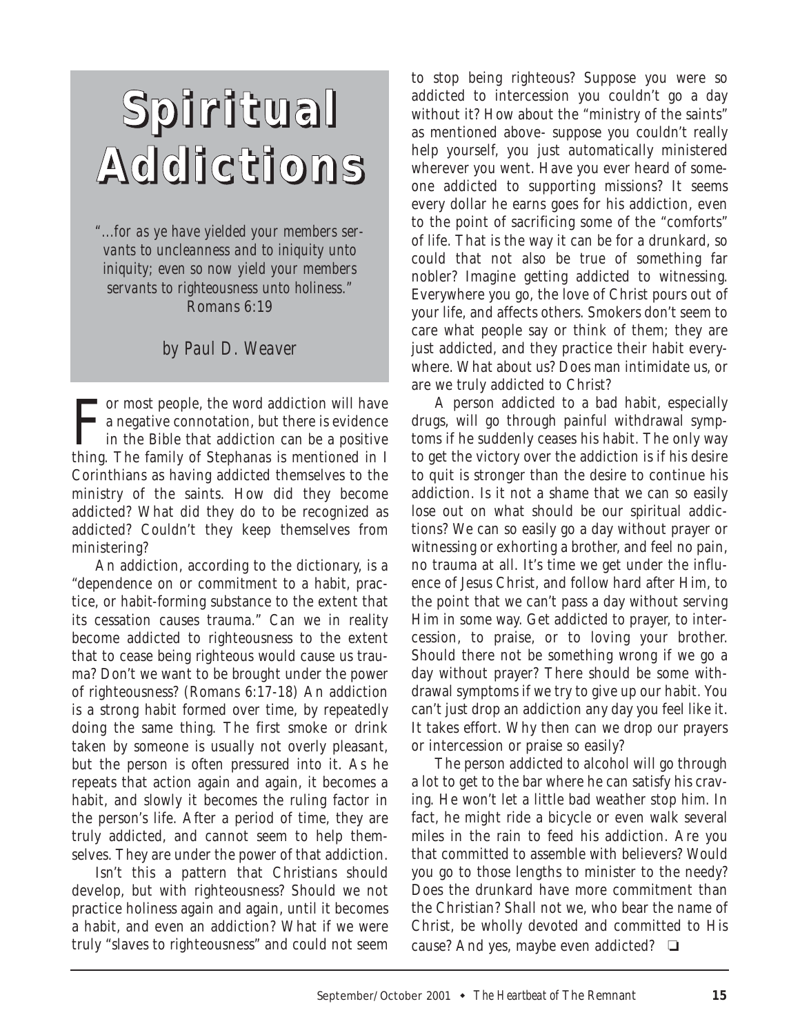# Spiritual Addictions

*"...for as ye have yielded your members servants to uncleanness and to iniquity unto iniquity; even so now yield your members servants to righteousness unto holiness."*
Romans 6:19

*by Paul D. Weaver*

For most people, the word addiction will have a negative connotation, but there is evidence in the Bible that addiction can be a positive thing. The family of Stephanas is mentioned in I Corinthians as having addicted themselves to the ministry of the saints. How did they become addicted? What did they do to be recognized as addicted? Couldn't they keep themselves from ministering?

An addiction, according to the dictionary, is a "dependence on or commitment to a habit, practice, or habit-forming substance to the extent that its cessation causes trauma." Can we in reality become addicted to righteousness to the extent that to cease being righteous would cause us trauma? Don't we want to be brought under the power of righteousness? (Romans 6:17-18) An addiction is a strong habit formed over time, by repeatedly doing the same thing. The first smoke or drink taken by someone is usually not overly pleasant, but the person is often pressured into it. As he repeats that action again and again, it becomes a habit, and slowly it becomes the ruling factor in the person's life. After a period of time, they are truly addicted, and cannot seem to help themselves. They are under the power of that addiction.

Isn't this a pattern that Christians should develop, but with righteousness? Should we not practice holiness again and again, until it becomes a habit, and even an addiction? What if we were truly "slaves to righteousness" and could not seem to stop being righteous? Suppose you were so addicted to intercession you couldn't go a day without it? How about the "ministry of the saints" as mentioned above- suppose you couldn't really help yourself, you just automatically ministered wherever you went. Have you ever heard of someone addicted to supporting missions? It seems every dollar he earns goes for his addiction, even to the point of sacrificing some of the "comforts" of life. That is the way it can be for a drunkard, so could that not also be true of something far nobler? Imagine getting addicted to witnessing. Everywhere you go, the love of Christ pours out of your life, and affects others. Smokers don't seem to care what people say or think of them; they are just addicted, and they practice their habit everywhere. What about us? Does man intimidate us, or are we truly addicted to Christ?

A person addicted to a bad habit, especially drugs, will go through painful withdrawal symptoms if he suddenly ceases his habit. The only way to get the victory over the addiction is if his desire to quit is stronger than the desire to continue his addiction. Is it not a shame that we can so easily lose out on what should be our spiritual addictions? We can so easily go a day without prayer or witnessing or exhorting a brother, and feel no pain, no trauma at all. It's time we get under the influence of Jesus Christ, and follow hard after Him, to the point that we can't pass a day without serving Him in some way. Get addicted to prayer, to intercession, to praise, or to loving your brother. Should there not be something wrong if we go a day without prayer? There should be some withdrawal symptoms if we try to give up our habit. You can't just drop an addiction any day you feel like it. It takes effort. Why then can we drop our prayers or intercession or praise so easily?

The person addicted to alcohol will go through a lot to get to the bar where he can satisfy his craving. He won't let a little bad weather stop him. In fact, he might ride a bicycle or even walk several miles in the rain to feed his addiction. Are you that committed to assemble with believers? Would you go to those lengths to minister to the needy? Does the drunkard have more commitment than the Christian? Shall not we, who bear the name of Christ, be wholly devoted and committed to His cause? And yes, maybe even addicted? ❑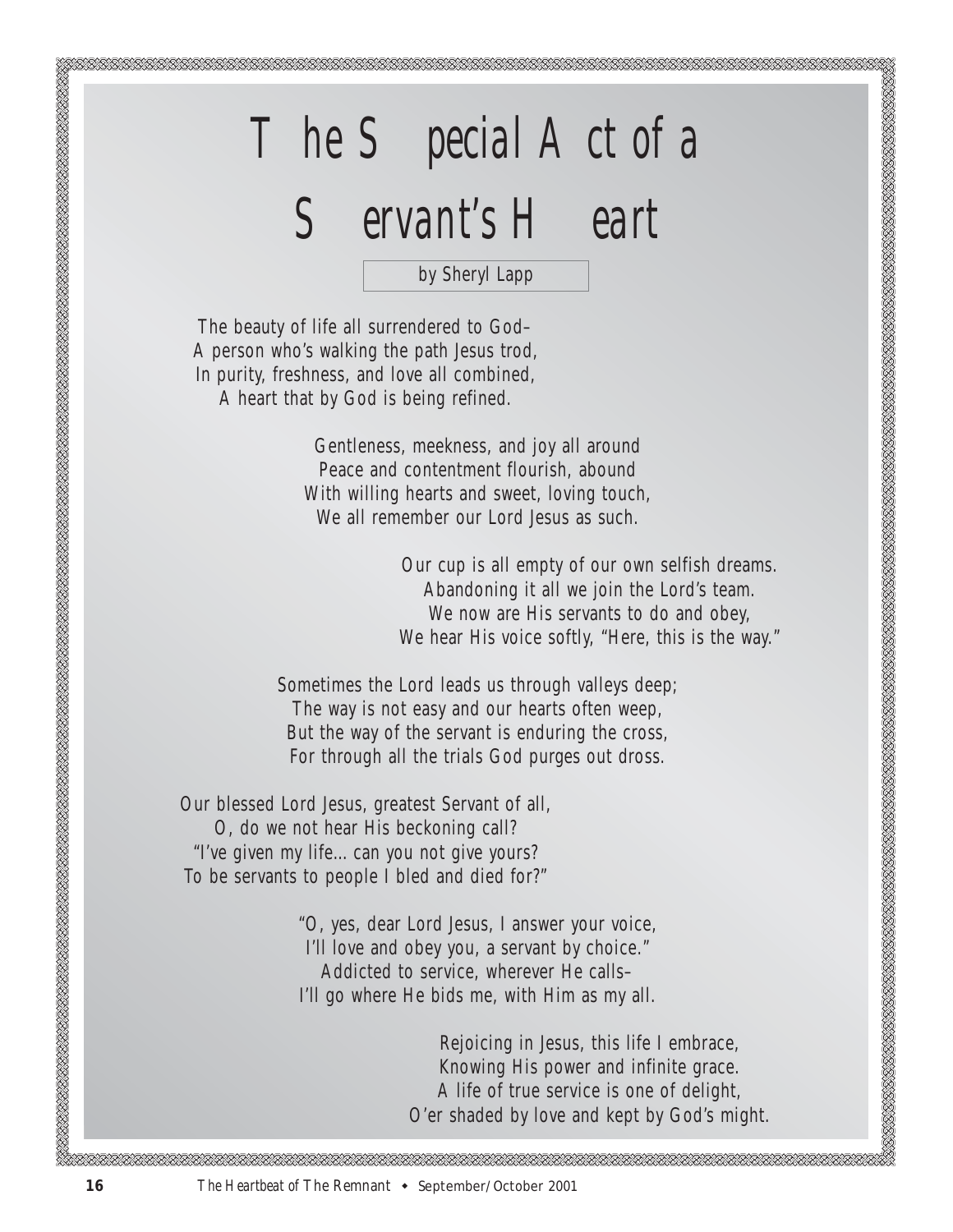# The Special Act of a Servant's Heart

by Sheryl Lapp

The beauty of life all surrendered to God–
A person who's walking the path Jesus trod,
In purity, freshness, and love all combined,
A heart that by God is being refined.

Gentleness, meekness, and joy all around
Peace and contentment flourish, abound
With willing hearts and sweet, loving touch,
We all remember our Lord Jesus as such.

Our cup is all empty of our own selfish dreams.
Abandoning it all we join the Lord's team.
We now are His servants to do and obey,
We hear His voice softly, "Here, this is the way."

Sometimes the Lord leads us through valleys deep;
The way is not easy and our hearts often weep,
But the way of the servant is enduring the cross,
For through all the trials God purges out dross.

Our blessed Lord Jesus, greatest Servant of all,
O, do we not hear His beckoning call?
"I've given my life… can you not give yours?
To be servants to people I bled and died for?"

"O, yes, dear Lord Jesus, I answer your voice,
I'll love and obey you, a servant by choice."
Addicted to service, wherever He calls–
I'll go where He bids me, with Him as my all.

Rejoicing in Jesus, this life I embrace,
Knowing His power and infinite grace.
A life of true service is one of delight,
O'er shaded by love and kept by God's might.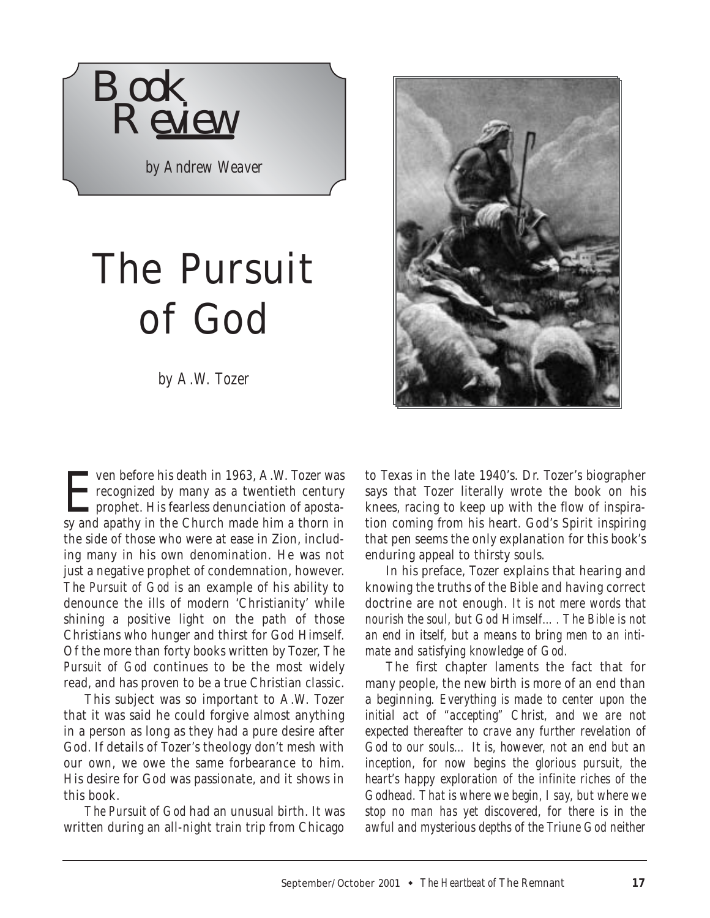# Book Review

*by Andrew Weaver*

# The Pursuit of God

*by A.W. Tozer*

Even before his death in 1963, A.W. Tozer was recognized by many as a twentieth century prophet. His fearless denunciation of apostasy and apathy in the Church made him a thorn in the side of those who were at ease in Zion, including many in his own denomination. He was not just a negative prophet of condemnation, however. *The Pursuit of God* is an example of his ability to denounce the ills of modern 'Christianity' while shining a positive light on the path of those Christians who hunger and thirst for God Himself. Of the more than forty books written by Tozer, *The Pursuit of God* continues to be the most widely read, and has proven to be a true Christian classic.

This subject was so important to A.W. Tozer that it was said he could forgive almost anything in a person as long as they had a pure desire after God. If details of Tozer's theology don't mesh with our own, we owe the same forbearance to him. His desire for God was passionate, and it shows in this book.

*The Pursuit of God* had an unusual birth. It was written during an all-night train trip from Chicago to Texas in the late 1940's. Dr. Tozer's biographer says that Tozer literally wrote the book on his knees, racing to keep up with the flow of inspiration coming from his heart. God's Spirit inspiring that pen seems the only explanation for this book's enduring appeal to thirsty souls.

In his preface, Tozer explains that hearing and knowing the truths of the Bible and having correct doctrine are not enough. *It is not mere words that nourish the soul, but God Himself.... The Bible is not an end in itself, but a means to bring men to an intimate and satisfying knowledge of God.*

The first chapter laments the fact that for many people, the new birth is more of an end than a beginning. *Everything is made to center upon the initial act of "accepting" Christ, and we are not expected thereafter to crave any further revelation of God to our souls... It is, however, not an end but an inception, for now begins the glorious pursuit, the heart's happy exploration of the infinite riches of the Godhead. That is where we begin, I say, but where we stop no man has yet discovered, for there is in the awful and mysterious depths of the Triune God neither*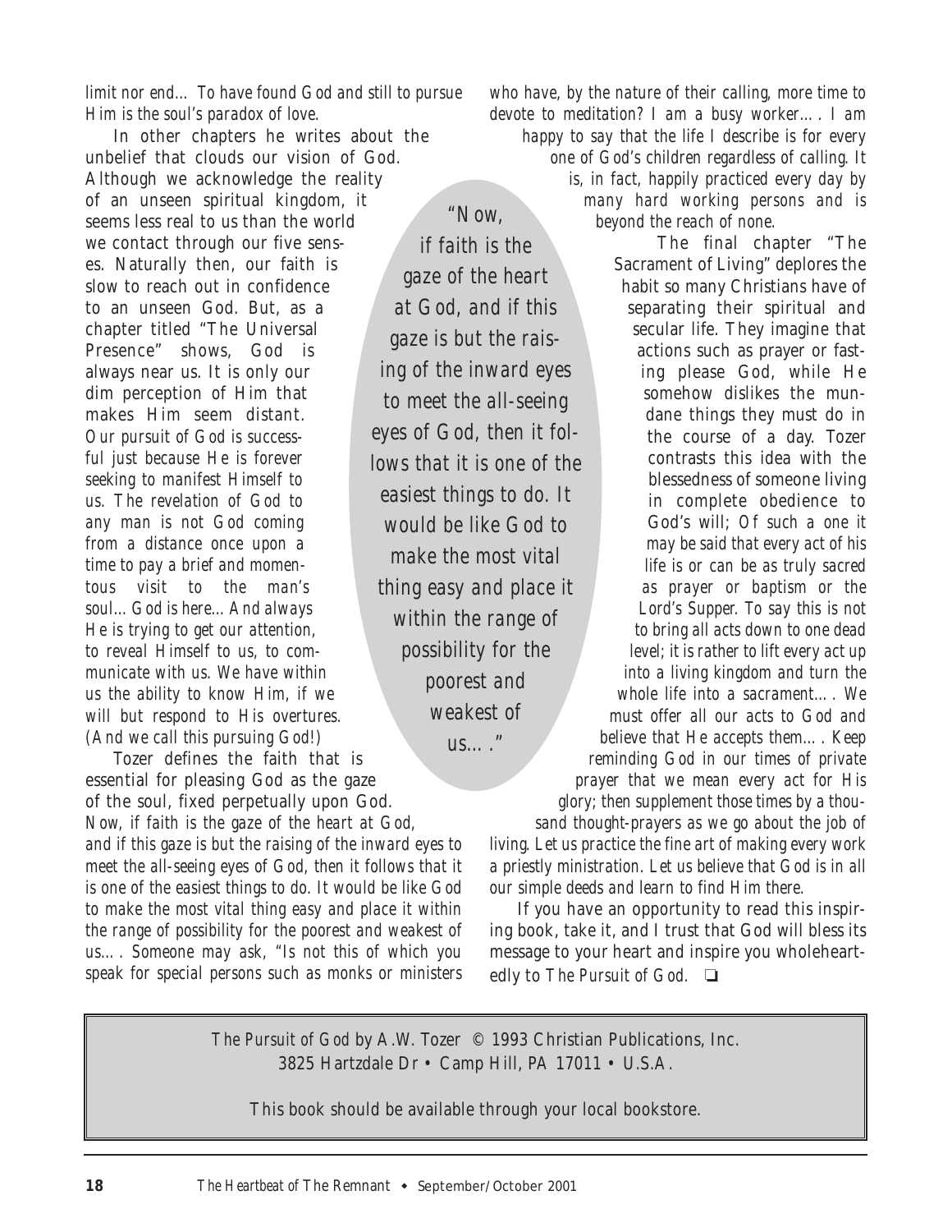*limit nor end… To have found God and still to pursue Him is the soul's paradox of love.*

In other chapters he writes about the unbelief that clouds our vision of God. Although we acknowledge the reality of an unseen spiritual kingdom, it seems less real to us than the world we contact through our five senses. Naturally then, our faith is slow to reach out in confidence to an unseen God. But, as a chapter titled "The Universal Presence" shows, God is always near us. It is only our dim perception of Him that makes Him seem distant. *Our pursuit of God is successful just because He is forever seeking to manifest Himself to us. The revelation of God to any man is not God coming from a distance once upon a time to pay a brief and momentous visit to the man's soul… God is here… And always He is trying to get our attention, to reveal Himself to us, to communicate with us. We have within us the ability to know Him, if we will but respond to His overtures. (And we call this pursuing God!)*

Tozer defines the faith that is essential for pleasing God as the gaze of the soul, fixed perpetually upon God. *Now, if faith is the gaze of the heart at God, and if this gaze is but the raising of the inward eyes to meet the all-seeing eyes of God, then it follows that it is one of the easiest things to do. It would be like God to make the most vital thing easy and place it within the range of possibility for the poorest and weakest of us…. Someone may ask, "Is not this of which you speak for special persons such as monks or ministers who have, by the nature of their calling, more time to devote to meditation? I am a busy worker…. I am happy to say that the life I describe is for every one of God's children regardless of calling. It is, in fact, happily practiced every day by many hard working persons and is beyond the reach of none.*

> *"Now, if faith is the gaze of the heart at God, and if this gaze is but the raising of the inward eyes to meet the all-seeing eyes of God, then it follows that it is one of the easiest things to do. It would be like God to make the most vital thing easy and place it within the range of possibility for the poorest and weakest of us…."*

The final chapter "The Sacrament of Living" deplores the habit so many Christians have of separating their spiritual and secular life. They imagine that actions such as prayer or fasting please God, while He somehow dislikes the mundane things they must do in the course of a day. Tozer contrasts this idea with the blessedness of someone living in complete obedience to God's will; *Of such a one it may be said that every act of his life is or can be as truly sacred as prayer or baptism or the Lord's Supper. To say this is not to bring all acts down to one dead level; it is rather to lift every act up into a living kingdom and turn the whole life into a sacrament…. We must offer all our acts to God and believe that He accepts them…. Keep reminding God in our times of private prayer that we mean every act for His glory; then supplement those times by a thousand thought-prayers as we go about the job of living. Let us practice the fine art of making every work a priestly ministration. Let us believe that God is in all our simple deeds and learn to find Him there.*

If you have an opportunity to read this inspiring book, take it, and I trust that God will bless its message to your heart and inspire you wholeheartedly to *The Pursuit of God.* ❏

---

*The Pursuit of God* by A.W. Tozer © 1993 Christian Publications, Inc.
3825 Hartzdale Dr • Camp Hill, PA 17011 • U.S.A.

This book should be available through your local bookstore.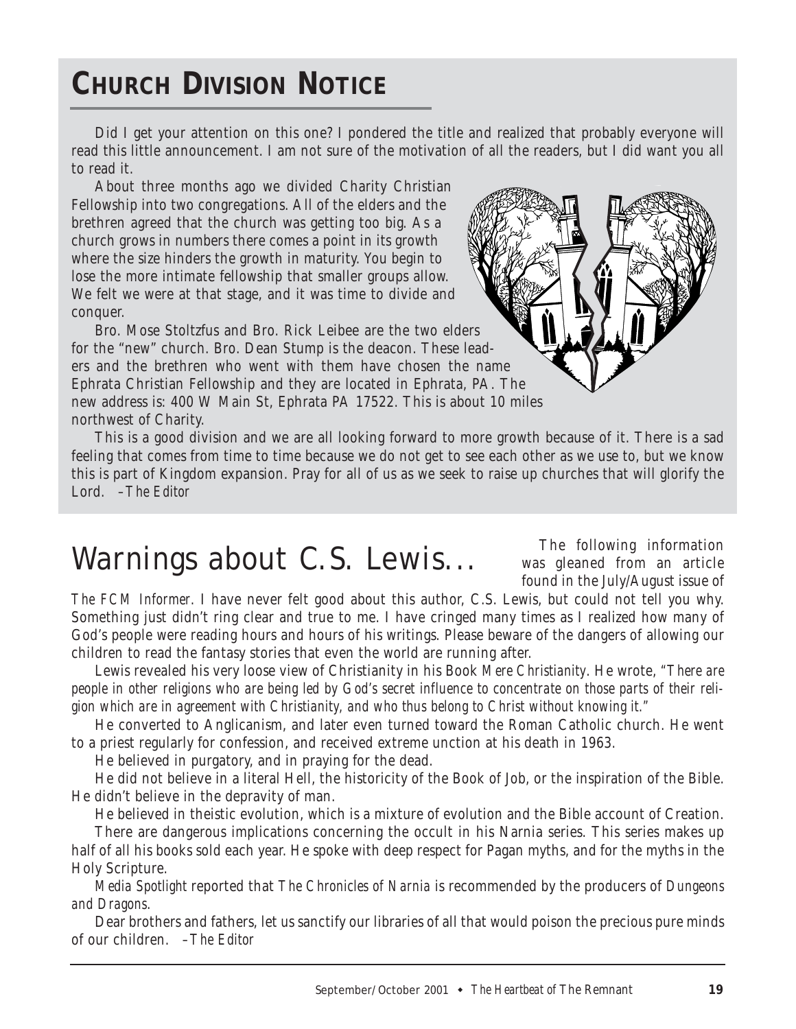## CHURCH DIVISION NOTICE

Did I get your attention on this one? I pondered the title and realized that probably everyone will read this little announcement. I am not sure of the motivation of all the readers, but I did want you all to read it.

About three months ago we divided Charity Christian Fellowship into two congregations. All of the elders and the brethren agreed that the church was getting too big. As a church grows in numbers there comes a point in its growth where the size hinders the growth in maturity. You begin to lose the more intimate fellowship that smaller groups allow. We felt we were at that stage, and it was time to divide and conquer.

Bro. Mose Stoltzfus and Bro. Rick Leibee are the two elders for the "new" church. Bro. Dean Stump is the deacon. These leaders and the brethren who went with them have chosen the name Ephrata Christian Fellowship and they are located in Ephrata, PA. The new address is: 400 W Main St, Ephrata PA 17522. This is about 10 miles northwest of Charity.

This is a good division and we are all looking forward to more growth because of it. There is a sad feeling that comes from time to time because we do not get to see each other as we use to, but we know this is part of Kingdom expansion. Pray for all of us as we seek to raise up churches that will glorify the Lord. *–The Editor*

# Warnings about C.S. Lewis...

The following information was gleaned from an article found in the July/August issue of *The FCM Informer*. I have never felt good about this author, C.S. Lewis, but could not tell you why. Something just didn't ring clear and true to me. I have cringed many times as I realized how many of God's people were reading hours and hours of his writings. Please beware of the dangers of allowing our children to read the fantasy stories that even the world are running after.

Lewis revealed his very loose view of Christianity in his Book *Mere Christianity*. He wrote, "*There are people in other religions who are being led by God's secret influence to concentrate on those parts of their religion which are in agreement with Christianity, and who thus belong to Christ without knowing it.*"

He converted to Anglicanism, and later even turned toward the Roman Catholic church. He went to a priest regularly for confession, and received extreme unction at his death in 1963.

He believed in purgatory, and in praying for the dead.

He did not believe in a literal Hell, the historicity of the Book of Job, or the inspiration of the Bible. He didn't believe in the depravity of man.

He believed in theistic evolution, which is a mixture of evolution and the Bible account of Creation.

There are dangerous implications concerning the occult in his Narnia series. This series makes up half of all his books sold each year. He spoke with deep respect for Pagan myths, and for the myths in the Holy Scripture.

*Media Spotlight* reported that *The Chronicles of Narnia* is recommended by the producers of *Dungeons and Dragons*.

Dear brothers and fathers, let us sanctify our libraries of all that would poison the precious pure minds of our children. *–The Editor*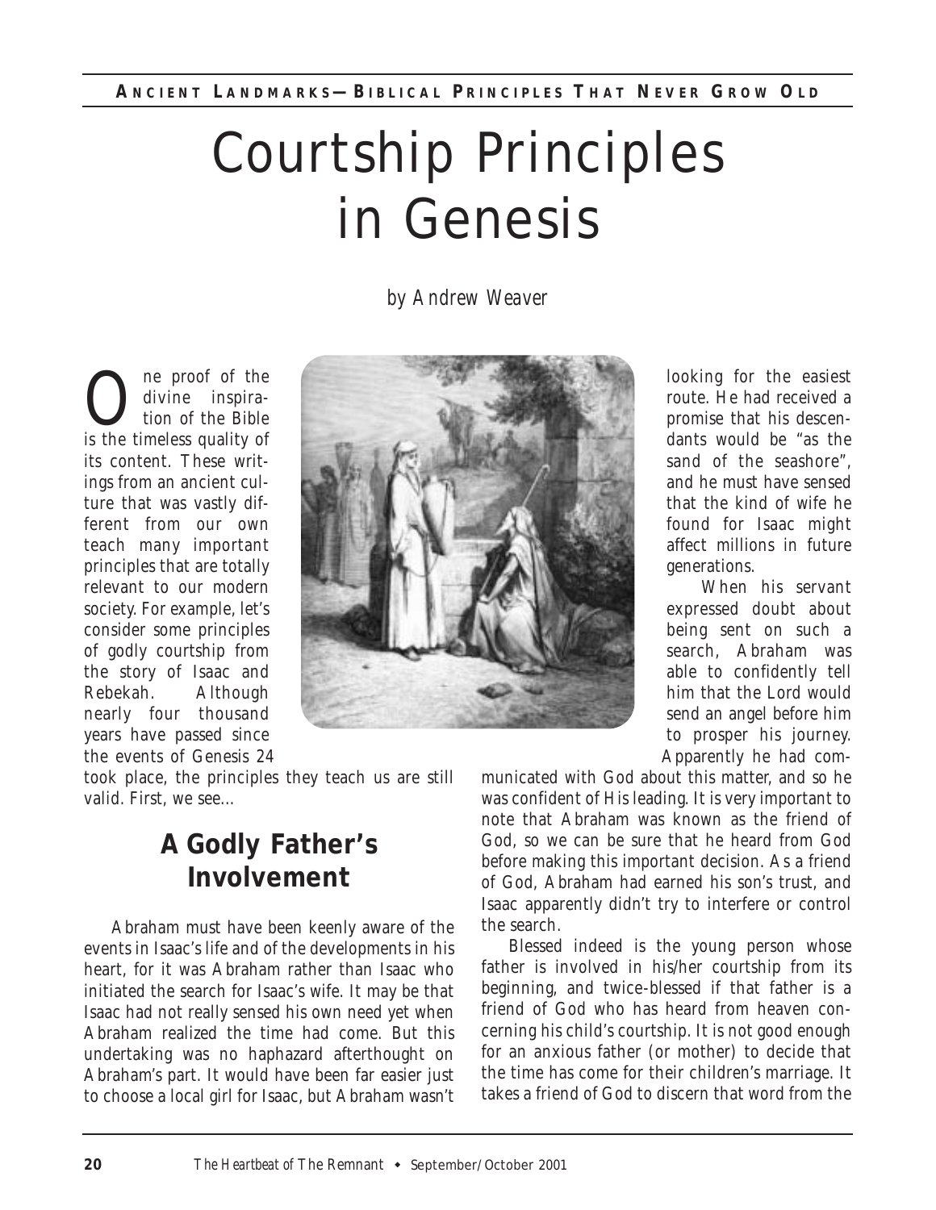Ancient Landmarks—Biblical Principles That Never Grow Old

# Courtship Principles in Genesis

*by Andrew Weaver*

One proof of the divine inspiration of the Bible is the timeless quality of its content. These writings from an ancient culture that was vastly different from our own teach many important principles that are totally relevant to our modern society. For example, let's consider some principles of godly courtship from the story of Isaac and Rebekah. Although nearly four thousand years have passed since the events of Genesis 24 took place, the principles they teach us are still valid. First, we see...

## A Godly Father's Involvement

Abraham must have been keenly aware of the events in Isaac's life and of the developments in his heart, for it was Abraham rather than Isaac who initiated the search for Isaac's wife. It may be that Isaac had not really sensed his own need yet when Abraham realized the time had come. But this undertaking was no haphazard afterthought on Abraham's part. It would have been far easier just to choose a local girl for Isaac, but Abraham wasn't looking for the easiest route. He had received a promise that his descendants would be "as the sand of the seashore", and he must have sensed that the kind of wife he found for Isaac might affect millions in future generations.

When his servant expressed doubt about being sent on such a search, Abraham was able to confidently tell him that the Lord would send an angel before him to prosper his journey. Apparently he had communicated with God about this matter, and so he was confident of His leading. It is very important to note that Abraham was known as the friend of God, so we can be sure that he heard from God before making this important decision. As a friend of God, Abraham had earned his son's trust, and Isaac apparently didn't try to interfere or control the search.

Blessed indeed is the young person whose father is involved in his/her courtship from its beginning, and twice-blessed if that father is a friend of God who has heard from heaven concerning his child's courtship. It is not good enough for an anxious father (or mother) to decide that the time has come for their children's marriage. It takes a friend of God to discern that word from the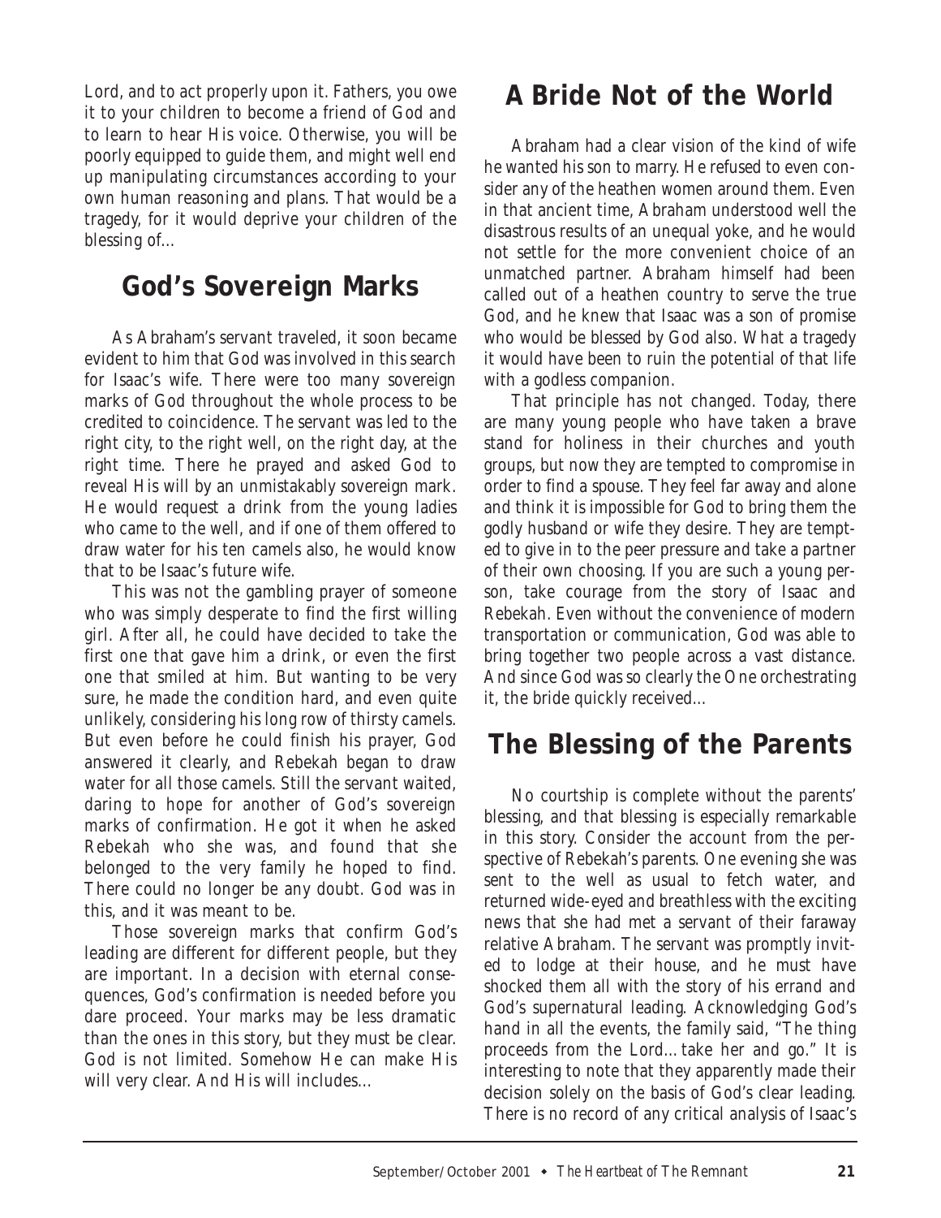Lord, and to act properly upon it. Fathers, you owe it to your children to become a friend of God and to learn to hear His voice. Otherwise, you will be poorly equipped to guide them, and might well end up manipulating circumstances according to your own human reasoning and plans. That would be a tragedy, for it would deprive your children of the blessing of...

## God's Sovereign Marks

As Abraham's servant traveled, it soon became evident to him that God was involved in this search for Isaac's wife. There were too many sovereign marks of God throughout the whole process to be credited to coincidence. The servant was led to the right city, to the right well, on the right day, at the right time. There he prayed and asked God to reveal His will by an unmistakably sovereign mark. He would request a drink from the young ladies who came to the well, and if one of them offered to draw water for his ten camels also, he would know that to be Isaac's future wife.

This was not the gambling prayer of someone who was simply desperate to find the first willing girl. After all, he could have decided to take the first one that gave him a drink, or even the first one that smiled at him. But wanting to be very sure, he made the condition hard, and even quite unlikely, considering his long row of thirsty camels. But even before he could finish his prayer, God answered it clearly, and Rebekah began to draw water for all those camels. Still the servant waited, daring to hope for another of God's sovereign marks of confirmation. He got it when he asked Rebekah who she was, and found that she belonged to the very family he hoped to find. There could no longer be any doubt. God was in this, and it was meant to be.

Those sovereign marks that confirm God's leading are different for different people, but they are important. In a decision with eternal consequences, God's confirmation is needed before you dare proceed. Your marks may be less dramatic than the ones in this story, but they must be clear. God is not limited. Somehow He can make His will very clear. And His will includes...

## A Bride Not of the World

Abraham had a clear vision of the kind of wife he wanted his son to marry. He refused to even consider any of the heathen women around them. Even in that ancient time, Abraham understood well the disastrous results of an unequal yoke, and he would not settle for the more convenient choice of an unmatched partner. Abraham himself had been called out of a heathen country to serve the true God, and he knew that Isaac was a son of promise who would be blessed by God also. What a tragedy it would have been to ruin the potential of that life with a godless companion.

That principle has not changed. Today, there are many young people who have taken a brave stand for holiness in their churches and youth groups, but now they are tempted to compromise in order to find a spouse. They feel far away and alone and think it is impossible for God to bring them the godly husband or wife they desire. They are tempted to give in to the peer pressure and take a partner of their own choosing. If you are such a young person, take courage from the story of Isaac and Rebekah. Even without the convenience of modern transportation or communication, God was able to bring together two people across a vast distance. And since God was so clearly the One orchestrating it, the bride quickly received...

## The Blessing of the Parents

No courtship is complete without the parents' blessing, and that blessing is especially remarkable in this story. Consider the account from the perspective of Rebekah's parents. One evening she was sent to the well as usual to fetch water, and returned wide-eyed and breathless with the exciting news that she had met a servant of their faraway relative Abraham. The servant was promptly invited to lodge at their house, and he must have shocked them all with the story of his errand and God's supernatural leading. Acknowledging God's hand in all the events, the family said, "The thing proceeds from the Lord... take her and go." It is interesting to note that they apparently made their decision solely on the basis of God's clear leading. There is no record of any critical analysis of Isaac's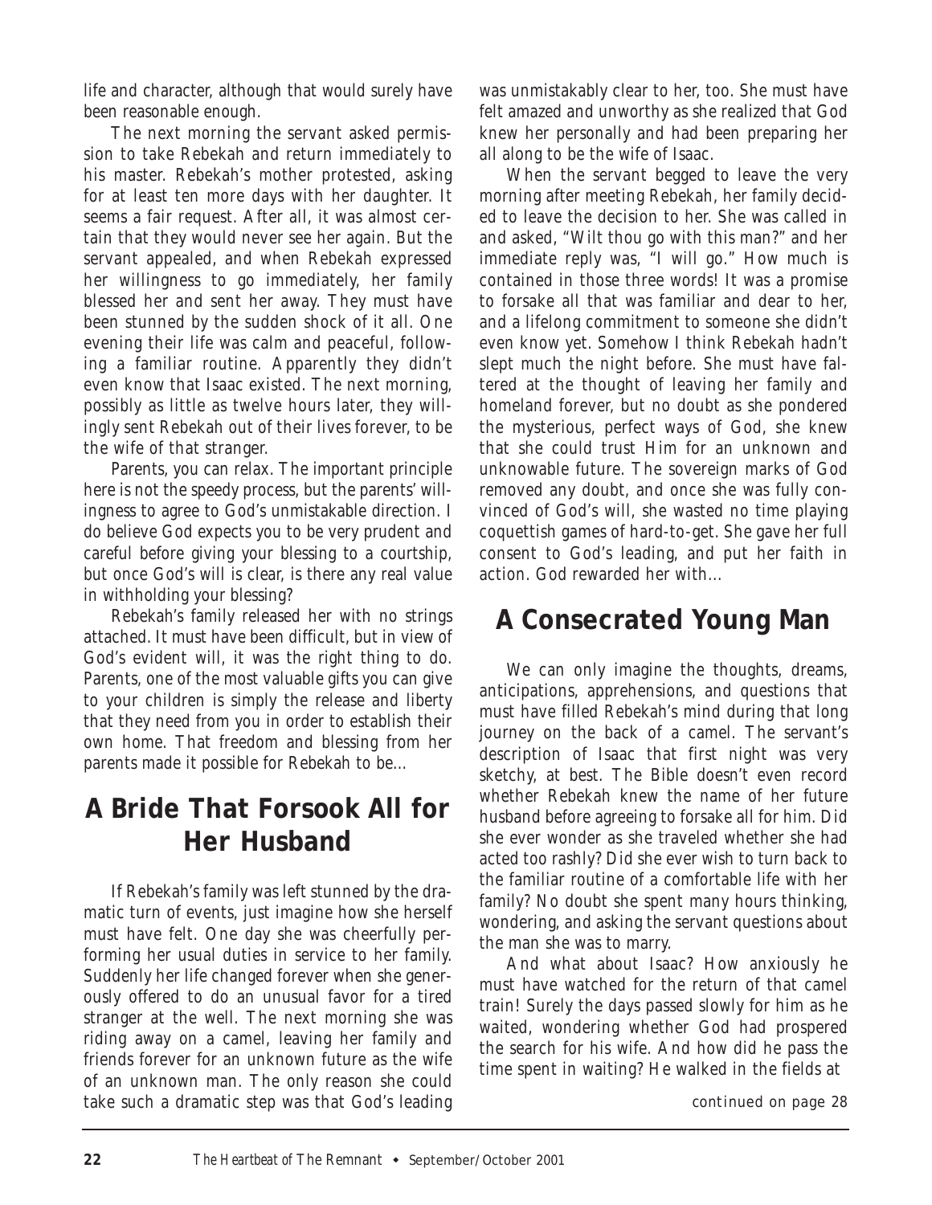life and character, although that would surely have been reasonable enough.

The next morning the servant asked permission to take Rebekah and return immediately to his master. Rebekah's mother protested, asking for at least ten more days with her daughter. It seems a fair request. After all, it was almost certain that they would never see her again. But the servant appealed, and when Rebekah expressed her willingness to go immediately, her family blessed her and sent her away. They must have been stunned by the sudden shock of it all. One evening their life was calm and peaceful, following a familiar routine. Apparently they didn't even know that Isaac existed. The next morning, possibly as little as twelve hours later, they willingly sent Rebekah out of their lives forever, to be the wife of that stranger.

Parents, you can relax. The important principle here is not the speedy process, but the parents' willingness to agree to God's unmistakable direction. I do believe God expects you to be very prudent and careful before giving your blessing to a courtship, but once God's will is clear, is there any real value in withholding your blessing?

Rebekah's family released her with no strings attached. It must have been difficult, but in view of God's evident will, it was the right thing to do. Parents, one of the most valuable gifts you can give to your children is simply the release and liberty that they need from you in order to establish their own home. That freedom and blessing from her parents made it possible for Rebekah to be…

## A Bride That Forsook All for Her Husband

If Rebekah's family was left stunned by the dramatic turn of events, just imagine how she herself must have felt. One day she was cheerfully performing her usual duties in service to her family. Suddenly her life changed forever when she generously offered to do an unusual favor for a tired stranger at the well. The next morning she was riding away on a camel, leaving her family and friends forever for an unknown future as the wife of an unknown man. The only reason she could take such a dramatic step was that God's leading was unmistakably clear to her, too. She must have felt amazed and unworthy as she realized that God knew her personally and had been preparing her all along to be the wife of Isaac.

When the servant begged to leave the very morning after meeting Rebekah, her family decided to leave the decision to her. She was called in and asked, "Wilt thou go with this man?" and her immediate reply was, "I will go." How much is contained in those three words! It was a promise to forsake all that was familiar and dear to her, and a lifelong commitment to someone she didn't even know yet. Somehow I think Rebekah hadn't slept much the night before. She must have faltered at the thought of leaving her family and homeland forever, but no doubt as she pondered the mysterious, perfect ways of God, she knew that she could trust Him for an unknown and unknowable future. The sovereign marks of God removed any doubt, and once she was fully convinced of God's will, she wasted no time playing coquettish games of hard-to-get. She gave her full consent to God's leading, and put her faith in action. God rewarded her with…

## A Consecrated Young Man

We can only imagine the thoughts, dreams, anticipations, apprehensions, and questions that must have filled Rebekah's mind during that long journey on the back of a camel. The servant's description of Isaac that first night was very sketchy, at best. The Bible doesn't even record whether Rebekah knew the name of her future husband before agreeing to forsake all for him. Did she ever wonder as she traveled whether she had acted too rashly? Did she ever wish to turn back to the familiar routine of a comfortable life with her family? No doubt she spent many hours thinking, wondering, and asking the servant questions about the man she was to marry.

And what about Isaac? How anxiously he must have watched for the return of that camel train! Surely the days passed slowly for him as he waited, wondering whether God had prospered the search for his wife. And how did he pass the time spent in waiting? He walked in the fields at

*continued on page 28*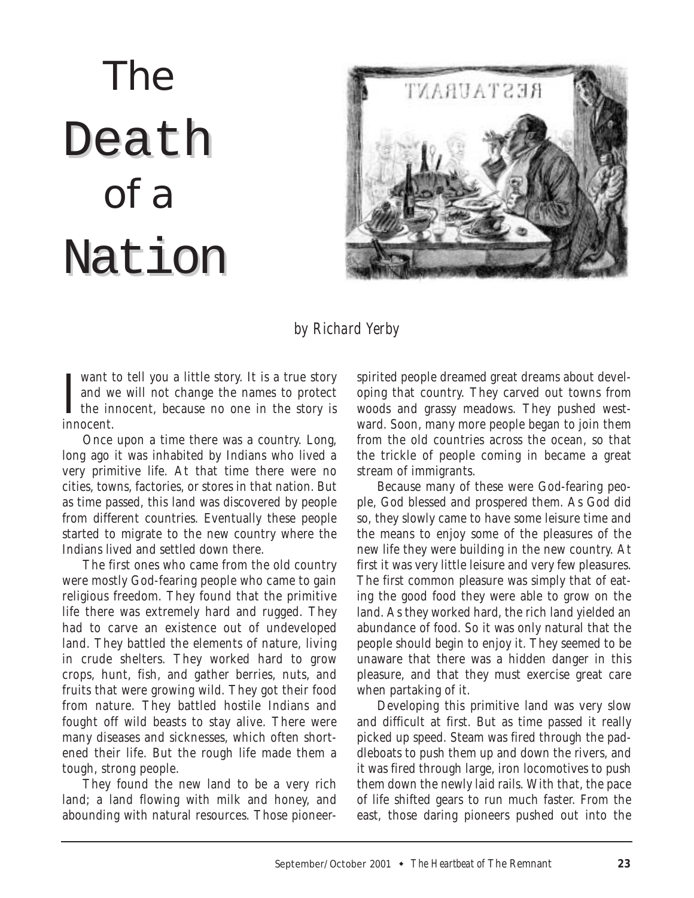# The Death of a Nation

*by Richard Yerby*

I want to tell you a little story. It is a true story and we will not change the names to protect the innocent, because no one in the story is innocent.

Once upon a time there was a country. Long, long ago it was inhabited by Indians who lived a very primitive life. At that time there were no cities, towns, factories, or stores in that nation. But as time passed, this land was discovered by people from different countries. Eventually these people started to migrate to the new country where the Indians lived and settled down there.

The first ones who came from the old country were mostly God-fearing people who came to gain religious freedom. They found that the primitive life there was extremely hard and rugged. They had to carve an existence out of undeveloped land. They battled the elements of nature, living in crude shelters. They worked hard to grow crops, hunt, fish, and gather berries, nuts, and fruits that were growing wild. They got their food from nature. They battled hostile Indians and fought off wild beasts to stay alive. There were many diseases and sicknesses, which often shortened their life. But the rough life made them a tough, strong people.

They found the new land to be a very rich land; a land flowing with milk and honey, and abounding with natural resources. Those pioneer-spirited people dreamed great dreams about developing that country. They carved out towns from woods and grassy meadows. They pushed westward. Soon, many more people began to join them from the old countries across the ocean, so that the trickle of people coming in became a great stream of immigrants.

Because many of these were God-fearing people, God blessed and prospered them. As God did so, they slowly came to have some leisure time and the means to enjoy some of the pleasures of the new life they were building in the new country. At first it was very little leisure and very few pleasures. The first common pleasure was simply that of eating the good food they were able to grow on the land. As they worked hard, the rich land yielded an abundance of food. So it was only natural that the people should begin to enjoy it. They seemed to be unaware that there was a hidden danger in this pleasure, and that they must exercise great care when partaking of it.

Developing this primitive land was very slow and difficult at first. But as time passed it really picked up speed. Steam was fired through the paddleboats to push them up and down the rivers, and it was fired through large, iron locomotives to push them down the newly laid rails. With that, the pace of life shifted gears to run much faster. From the east, those daring pioneers pushed out into the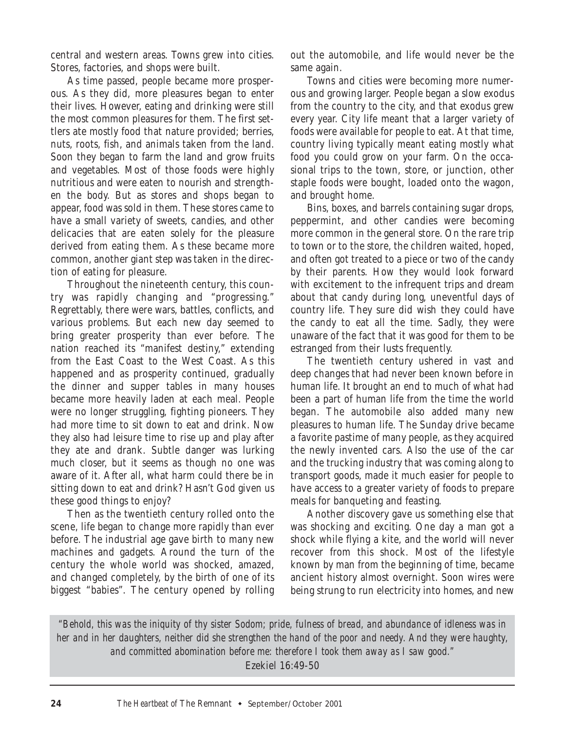central and western areas. Towns grew into cities. Stores, factories, and shops were built.

As time passed, people became more prosperous. As they did, more pleasures began to enter their lives. However, eating and drinking were still the most common pleasures for them. The first settlers ate mostly food that nature provided; berries, nuts, roots, fish, and animals taken from the land. Soon they began to farm the land and grow fruits and vegetables. Most of those foods were highly nutritious and were eaten to nourish and strengthen the body. But as stores and shops began to appear, food was sold in them. These stores came to have a small variety of sweets, candies, and other delicacies that are eaten solely for the pleasure derived from eating them. As these became more common, another giant step was taken in the direction of eating for pleasure.

Throughout the nineteenth century, this country was rapidly changing and "progressing." Regrettably, there were wars, battles, conflicts, and various problems. But each new day seemed to bring greater prosperity than ever before. The nation reached its "manifest destiny," extending from the East Coast to the West Coast. As this happened and as prosperity continued, gradually the dinner and supper tables in many houses became more heavily laden at each meal. People were no longer struggling, fighting pioneers. They had more time to sit down to eat and drink. Now they also had leisure time to rise up and play after they ate and drank. Subtle danger was lurking much closer, but it seems as though no one was aware of it. After all, what harm could there be in sitting down to eat and drink? Hasn't God given us these good things to enjoy?

Then as the twentieth century rolled onto the scene, life began to change more rapidly than ever before. The industrial age gave birth to many new machines and gadgets. Around the turn of the century the whole world was shocked, amazed, and changed completely, by the birth of one of its biggest "babies". The century opened by rolling out the automobile, and life would never be the same again.

Towns and cities were becoming more numerous and growing larger. People began a slow exodus from the country to the city, and that exodus grew every year. City life meant that a larger variety of foods were available for people to eat. At that time, country living typically meant eating mostly what food you could grow on your farm. On the occasional trips to the town, store, or junction, other staple foods were bought, loaded onto the wagon, and brought home.

Bins, boxes, and barrels containing sugar drops, peppermint, and other candies were becoming more common in the general store. On the rare trip to town or to the store, the children waited, hoped, and often got treated to a piece or two of the candy by their parents. How they would look forward with excitement to the infrequent trips and dream about that candy during long, uneventful days of country life. They sure did wish they could have the candy to eat all the time. Sadly, they were unaware of the fact that it was good for them to be estranged from their lusts frequently.

The twentieth century ushered in vast and deep changes that had never been known before in human life. It brought an end to much of what had been a part of human life from the time the world began. The automobile also added many new pleasures to human life. The Sunday drive became a favorite pastime of many people, as they acquired the newly invented cars. Also the use of the car and the trucking industry that was coming along to transport goods, made it much easier for people to have access to a greater variety of foods to prepare meals for banqueting and feasting.

Another discovery gave us something else that was shocking and exciting. One day a man got a shock while flying a kite, and the world will never recover from this shock. Most of the lifestyle known by man from the beginning of time, became ancient history almost overnight. Soon wires were being strung to run electricity into homes, and new

*"Behold, this was the iniquity of thy sister Sodom; pride, fulness of bread, and abundance of idleness was in her and in her daughters, neither did she strengthen the hand of the poor and needy. And they were haughty, and committed abomination before me: therefore I took them away as I saw good."*
Ezekiel 16:49-50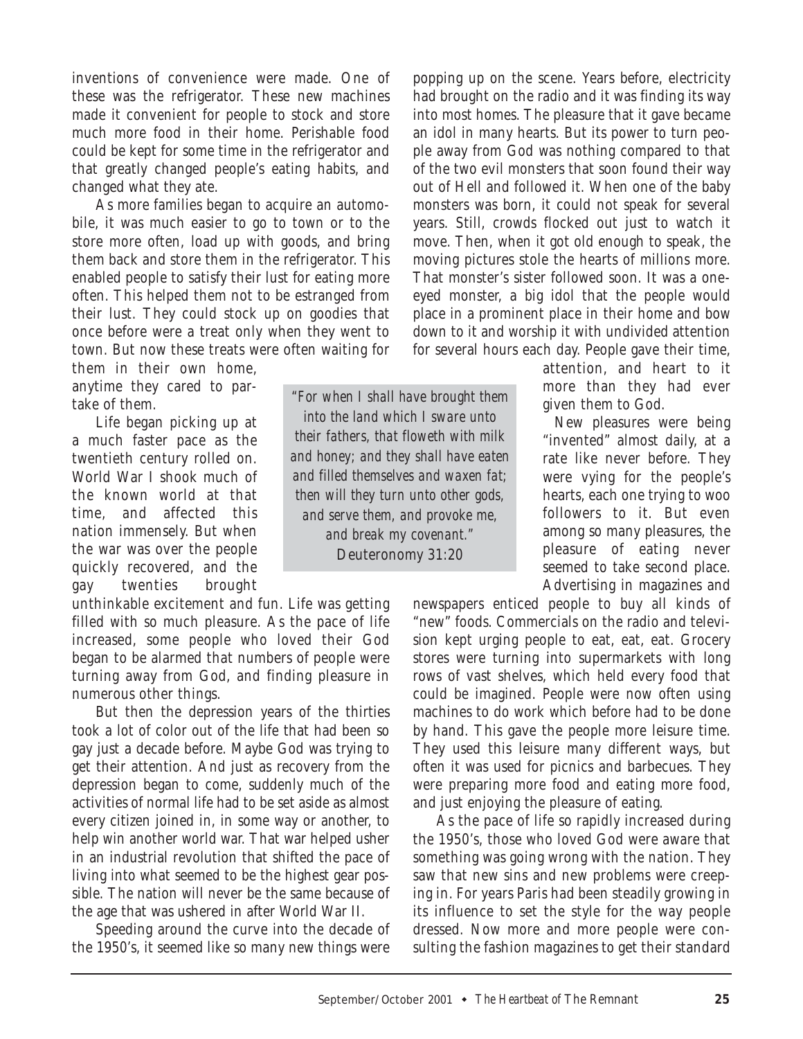inventions of convenience were made. One of these was the refrigerator. These new machines made it convenient for people to stock and store much more food in their home. Perishable food could be kept for some time in the refrigerator and that greatly changed people's eating habits, and changed what they ate.

As more families began to acquire an automobile, it was much easier to go to town or to the store more often, load up with goods, and bring them back and store them in the refrigerator. This enabled people to satisfy their lust for eating more often. This helped them not to be estranged from their lust. They could stock up on goodies that once before were a treat only when they went to town. But now these treats were often waiting for them in their own home, anytime they cared to partake of them.

Life began picking up at a much faster pace as the twentieth century rolled on. World War I shook much of the known world at that time, and affected this nation immensely. But when the war was over the people quickly recovered, and the gay twenties brought unthinkable excitement and fun. Life was getting filled with so much pleasure. As the pace of life increased, some people who loved their God began to be alarmed that numbers of people were turning away from God, and finding pleasure in numerous other things.

But then the depression years of the thirties took a lot of color out of the life that had been so gay just a decade before. Maybe God was trying to get their attention. And just as recovery from the depression began to come, suddenly much of the activities of normal life had to be set aside as almost every citizen joined in, in some way or another, to help win another world war. That war helped usher in an industrial revolution that shifted the pace of living into what seemed to be the highest gear possible. The nation will never be the same because of the age that was ushered in after World War II.

Speeding around the curve into the decade of the 1950's, it seemed like so many new things were popping up on the scene. Years before, electricity had brought on the radio and it was finding its way into most homes. The pleasure that it gave became an idol in many hearts. But its power to turn people away from God was nothing compared to that of the two evil monsters that soon found their way out of Hell and followed it. When one of the baby monsters was born, it could not speak for several years. Still, crowds flocked out just to watch it move. Then, when it got old enough to speak, the moving pictures stole the hearts of millions more. That monster's sister followed soon. It was a one-eyed monster, a big idol that the people would place in a prominent place in their home and bow down to it and worship it with undivided attention for several hours each day. People gave their time, attention, and heart to it more than they had ever given them to God.

> *"For when I shall have brought them into the land which I sware unto their fathers, that floweth with milk and honey; and they shall have eaten and filled themselves and waxen fat; then will they turn unto other gods, and serve them, and provoke me, and break my covenant."*
> Deuteronomy 31:20

New pleasures were being "invented" almost daily, at a rate like never before. They were vying for the people's hearts, each one trying to woo followers to it. But even among so many pleasures, the pleasure of eating never seemed to take second place. Advertising in magazines and newspapers enticed people to buy all kinds of "new" foods. Commercials on the radio and television kept urging people to eat, eat, eat. Grocery stores were turning into supermarkets with long rows of vast shelves, which held every food that could be imagined. People were now often using machines to do work which before had to be done by hand. This gave the people more leisure time. They used this leisure many different ways, but often it was used for picnics and barbecues. They were preparing more food and eating more food, and just enjoying the pleasure of eating.

As the pace of life so rapidly increased during the 1950's, those who loved God were aware that something was going wrong with the nation. They saw that new sins and new problems were creeping in. For years Paris had been steadily growing in its influence to set the style for the way people dressed. Now more and more people were consulting the fashion magazines to get their standard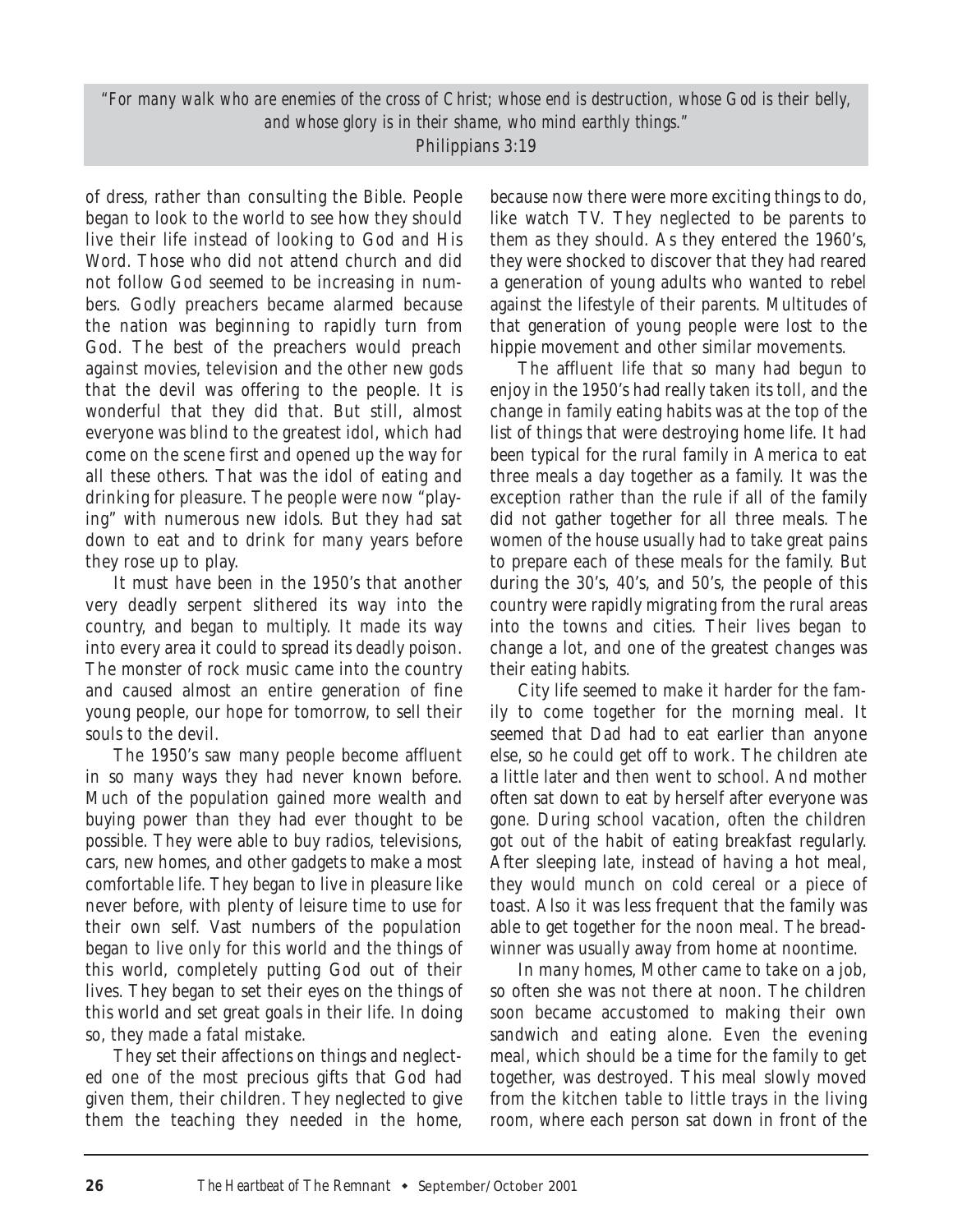*"For many walk who are enemies of the cross of Christ; whose end is destruction, whose God is their belly, and whose glory is in their shame, who mind earthly things."*
Philippians 3:19

of dress, rather than consulting the Bible. People began to look to the world to see how they should live their life instead of looking to God and His Word. Those who did not attend church and did not follow God seemed to be increasing in numbers. Godly preachers became alarmed because the nation was beginning to rapidly turn from God. The best of the preachers would preach against movies, television and the other new gods that the devil was offering to the people. It is wonderful that they did that. But still, almost everyone was blind to the greatest idol, which had come on the scene first and opened up the way for all these others. That was the idol of eating and drinking for pleasure. The people were now "playing" with numerous new idols. But they had sat down to eat and to drink for many years before they rose up to play.

It must have been in the 1950's that another very deadly serpent slithered its way into the country, and began to multiply. It made its way into every area it could to spread its deadly poison. The monster of rock music came into the country and caused almost an entire generation of fine young people, our hope for tomorrow, to sell their souls to the devil.

The 1950's saw many people become affluent in so many ways they had never known before. Much of the population gained more wealth and buying power than they had ever thought to be possible. They were able to buy radios, televisions, cars, new homes, and other gadgets to make a most comfortable life. They began to live in pleasure like never before, with plenty of leisure time to use for their own self. Vast numbers of the population began to live only for this world and the things of this world, completely putting God out of their lives. They began to set their eyes on the things of this world and set great goals in their life. In doing so, they made a fatal mistake.

They set their affections on things and neglected one of the most precious gifts that God had given them, their children. They neglected to give them the teaching they needed in the home, because now there were more exciting things to do, like watch TV. They neglected to be parents to them as they should. As they entered the 1960's, they were shocked to discover that they had reared a generation of young adults who wanted to rebel against the lifestyle of their parents. Multitudes of that generation of young people were lost to the hippie movement and other similar movements.

The affluent life that so many had begun to enjoy in the 1950's had really taken its toll, and the change in family eating habits was at the top of the list of things that were destroying home life. It had been typical for the rural family in America to eat three meals a day together as a family. It was the exception rather than the rule if all of the family did not gather together for all three meals. The women of the house usually had to take great pains to prepare each of these meals for the family. But during the 30's, 40's, and 50's, the people of this country were rapidly migrating from the rural areas into the towns and cities. Their lives began to change a lot, and one of the greatest changes was their eating habits.

City life seemed to make it harder for the family to come together for the morning meal. It seemed that Dad had to eat earlier than anyone else, so he could get off to work. The children ate a little later and then went to school. And mother often sat down to eat by herself after everyone was gone. During school vacation, often the children got out of the habit of eating breakfast regularly. After sleeping late, instead of having a hot meal, they would munch on cold cereal or a piece of toast. Also it was less frequent that the family was able to get together for the noon meal. The breadwinner was usually away from home at noontime.

In many homes, Mother came to take on a job, so often she was not there at noon. The children soon became accustomed to making their own sandwich and eating alone. Even the evening meal, which should be a time for the family to get together, was destroyed. This meal slowly moved from the kitchen table to little trays in the living room, where each person sat down in front of the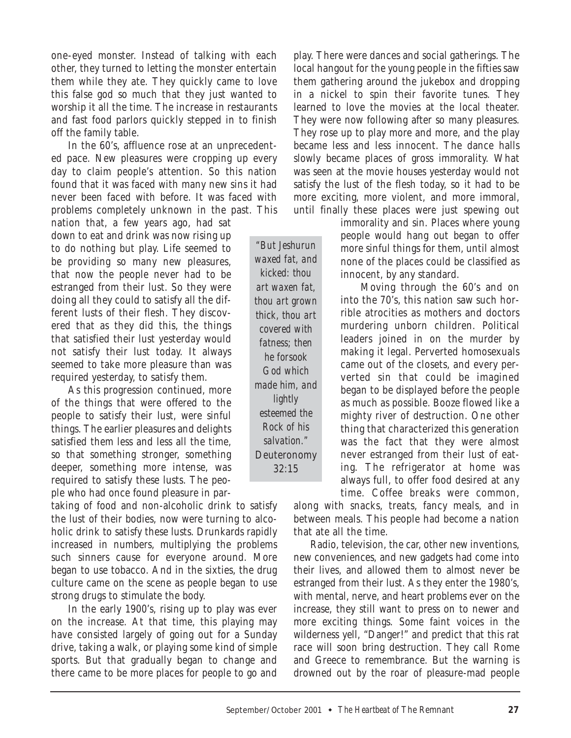one-eyed monster. Instead of talking with each other, they turned to letting the monster entertain them while they ate. They quickly came to love this false god so much that they just wanted to worship it all the time. The increase in restaurants and fast food parlors quickly stepped in to finish off the family table.

In the 60's, affluence rose at an unprecedented pace. New pleasures were cropping up every day to claim people's attention. So this nation found that it was faced with many new sins it had never been faced with before. It was faced with problems completely unknown in the past. This nation that, a few years ago, had sat down to eat and drink was now rising up to do nothing but play. Life seemed to be providing so many new pleasures, that now the people never had to be estranged from their lust. So they were doing all they could to satisfy all the different lusts of their flesh. They discovered that as they did this, the things that satisfied their lust yesterday would not satisfy their lust today. It always seemed to take more pleasure than was required yesterday, to satisfy them.

As this progression continued, more of the things that were offered to the people to satisfy their lust, were sinful things. The earlier pleasures and delights satisfied them less and less all the time, so that something stronger, something deeper, something more intense, was required to satisfy these lusts. The people who had once found pleasure in partaking of food and non-alcoholic drink to satisfy the lust of their bodies, now were turning to alcoholic drink to satisfy these lusts. Drunkards rapidly increased in numbers, multiplying the problems such sinners cause for everyone around. More began to use tobacco. And in the sixties, the drug culture came on the scene as people began to use strong drugs to stimulate the body.

In the early 1900's, rising up to play was ever on the increase. At that time, this playing may have consisted largely of going out for a Sunday drive, taking a walk, or playing some kind of simple sports. But that gradually began to change and there came to be more places for people to go and play. There were dances and social gatherings. The local hangout for the young people in the fifties saw them gathering around the jukebox and dropping in a nickel to spin their favorite tunes. They learned to love the movies at the local theater. They were now following after so many pleasures. They rose up to play more and more, and the play became less and less innocent. The dance halls slowly became places of gross immorality. What was seen at the movie houses yesterday would not satisfy the lust of the flesh today, so it had to be more exciting, more violent, and more immoral, until finally these places were just spewing out immorality and sin. Places where young people would hang out began to offer more sinful things for them, until almost none of the places could be classified as innocent, by any standard.

> *"But Jeshurun waxed fat, and kicked: thou art waxen fat, thou art grown thick, thou art covered with fatness; then he forsook God which made him, and lightly esteemed the Rock of his salvation."*
> Deuteronomy 32:15

Moving through the 60's and on into the 70's, this nation saw such horrible atrocities as mothers and doctors murdering unborn children. Political leaders joined in on the murder by making it legal. Perverted homosexuals came out of the closets, and every perverted sin that could be imagined began to be displayed before the people as much as possible. Booze flowed like a mighty river of destruction. One other thing that characterized this generation was the fact that they were almost never estranged from their lust of eating. The refrigerator at home was always full, to offer food desired at any time. Coffee breaks were common, along with snacks, treats, fancy meals, and in between meals. This people had become a nation that ate all the time.

Radio, television, the car, other new inventions, new conveniences, and new gadgets had come into their lives, and allowed them to almost never be estranged from their lust. As they enter the 1980's, with mental, nerve, and heart problems ever on the increase, they still want to press on to newer and more exciting things. Some faint voices in the wilderness yell, "Danger!" and predict that this rat race will soon bring destruction. They call Rome and Greece to remembrance. But the warning is drowned out by the roar of pleasure-mad people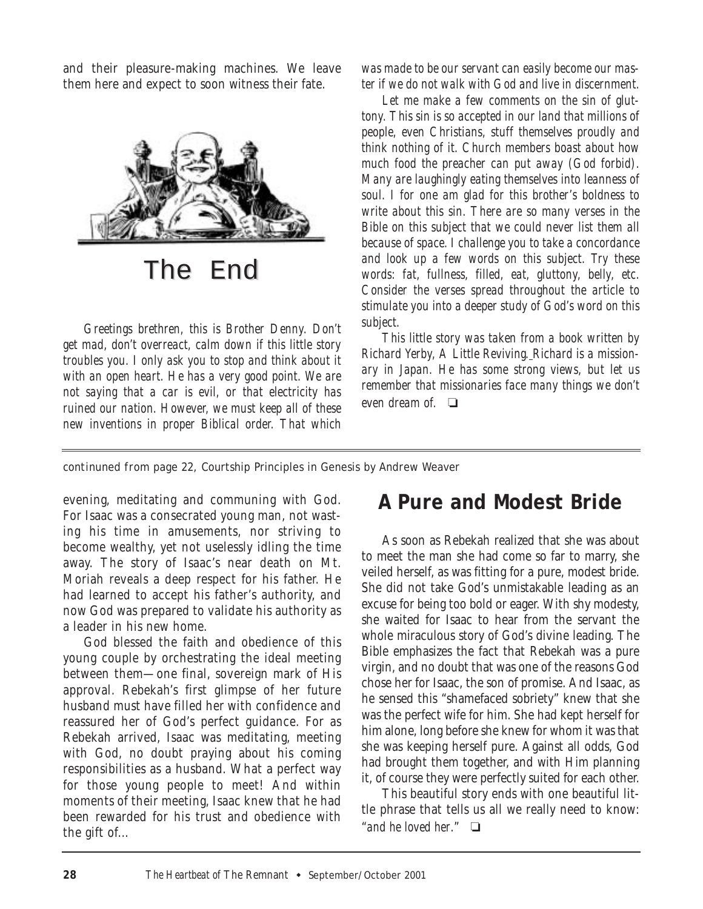and their pleasure-making machines. We leave them here and expect to soon witness their fate.

# The End

*Greetings brethren, this is Brother Denny. Don't get mad, don't overreact, calm down if this little story troubles you. I only ask you to stop and think about it with an open heart. He has a very good point. We are not saying that a car is evil, or that electricity has ruined our nation. However, we must keep all of these new inventions in proper Biblical order. That which was made to be our servant can easily become our master if we do not walk with God and live in discernment.*

*Let me make a few comments on the sin of gluttony. This sin is so accepted in our land that millions of people, even Christians, stuff themselves proudly and think nothing of it. Church members boast about how much food the preacher can put away (God forbid). Many are laughingly eating themselves into leanness of soul. I for one am glad for this brother's boldness to write about this sin. There are so many verses in the Bible on this subject that we could never list them all because of space. I challenge you to take a concordance and look up a few words on this subject. Try these words: fat, fullness, filled, eat, gluttony, belly, etc. Consider the verses spread throughout the article to stimulate you into a deeper study of God's word on this subject.*

*This little story was taken from a book written by Richard Yerby, A Little Reviving. Richard is a missionary in Japan. He has some strong views, but let us remember that missionaries face many things we don't even dream of.* ❑

---

continuned from page 22, Courtship Principles in Genesis by Andrew Weaver

evening, meditating and communing with God. For Isaac was a consecrated young man, not wasting his time in amusements, nor striving to become wealthy, yet not uselessly idling the time away. The story of Isaac's near death on Mt. Moriah reveals a deep respect for his father. He had learned to accept his father's authority, and now God was prepared to validate his authority as a leader in his new home.

God blessed the faith and obedience of this young couple by orchestrating the ideal meeting between them—one final, sovereign mark of His approval. Rebekah's first glimpse of her future husband must have filled her with confidence and reassured her of God's perfect guidance. For as Rebekah arrived, Isaac was meditating, meeting with God, no doubt praying about his coming responsibilities as a husband. What a perfect way for those young people to meet! And within moments of their meeting, Isaac knew that he had been rewarded for his trust and obedience with the gift of...

## A Pure and Modest Bride

As soon as Rebekah realized that she was about to meet the man she had come so far to marry, she veiled herself, as was fitting for a pure, modest bride. She did not take God's unmistakable leading as an excuse for being too bold or eager. With shy modesty, she waited for Isaac to hear from the servant the whole miraculous story of God's divine leading. The Bible emphasizes the fact that Rebekah was a pure virgin, and no doubt that was one of the reasons God chose her for Isaac, the son of promise. And Isaac, as he sensed this "shamefaced sobriety" knew that she was the perfect wife for him. She had kept herself for him alone, long before she knew for whom it was that she was keeping herself pure. Against all odds, God had brought them together, and with Him planning it, of course they were perfectly suited for each other.

This beautiful story ends with one beautiful little phrase that tells us all we really need to know: *"and he loved her."* ❑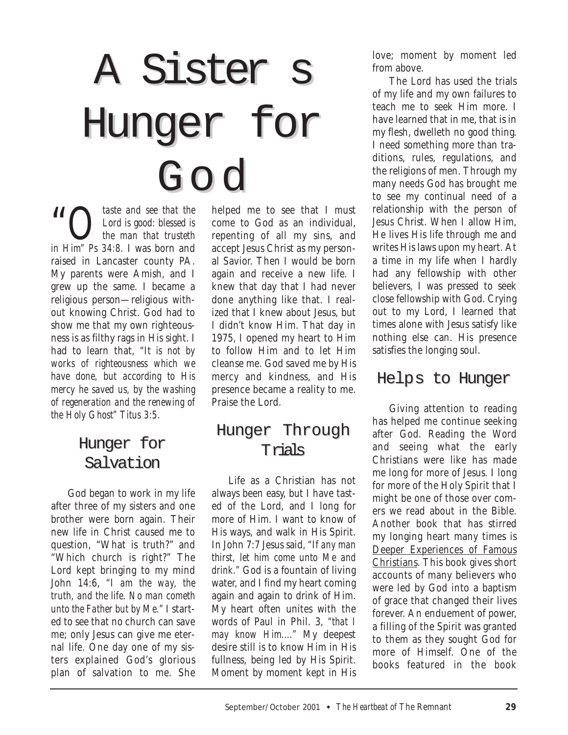# A Sister s Hunger for God

"O *taste and see that the Lord is good: blessed is the man that trusteth in Him" Ps 34:8.* I was born and raised in Lancaster county PA. My parents were Amish, and I grew up the same. I became a religious person—religious without knowing Christ. God had to show me that my own righteousness is as filthy rags in His sight. I had to learn that, *"It is not by works of righteousness which we have done, but according to His mercy he saved us, by the washing of regeneration and the renewing of the Holy Ghost" Titus 3:5.*

## Hunger for Salvation

God began to work in my life after three of my sisters and one brother were born again. Their new life in Christ caused me to question, "What is truth?" and "Which church is right?" The Lord kept bringing to my mind John 14:6, *"I am the way, the truth, and the life. No man cometh unto the Father but by Me."* I started to see that no church can save me; only Jesus can give me eternal life. One day one of my sisters explained God's glorious plan of salvation to me. She helped me to see that I must come to God as an individual, repenting of all my sins, and accept Jesus Christ as my personal Savior. Then I would be born again and receive a new life. I knew that day that I had never done anything like that. I realized that I knew about Jesus, but I didn't know Him. That day in 1975, I opened my heart to Him to follow Him and to let Him cleanse me. God saved me by His mercy and kindness, and His presence became a reality to me. Praise the Lord.

## Hunger Through Trials

Life as a Christian has not always been easy, but I have tasted of the Lord, and I long for more of Him. I want to know of His ways, and walk in His Spirit. In John 7:7 Jesus said, *"If any man thirst, let him come unto Me and drink."* God is a fountain of living water, and I find my heart coming again and again to drink of Him. My heart often unites with the words of Paul in Phil. 3, *"that I may know Him...."* My deepest desire still is to know Him in His fullness, being led by His Spirit. Moment by moment kept in His love; moment by moment led from above.

The Lord has used the trials of my life and my own failures to teach me to seek Him more. I have learned that in me, that is in my flesh, dwelleth no good thing. I need something more than traditions, rules, regulations, and the religions of men. Through my many needs God has brought me to see my continual need of a relationship with the person of Jesus Christ. When I allow Him, He lives His life through me and writes His laws upon my heart. At a time in my life when I hardly had any fellowship with other believers, I was pressed to seek close fellowship with God. Crying out to my Lord, I learned that times alone with Jesus satisfy like nothing else can. His presence satisfies the longing soul.

## Helps to Hunger

Giving attention to reading has helped me continue seeking after God. Reading the Word and seeing what the early Christians were like has made me long for more of Jesus. I long for more of the Holy Spirit that I might be one of those over comers we read about in the Bible. Another book that has stirred my longing heart many times is Deeper Experiences of Famous Christians. This book gives short accounts of many believers who were led by God into a baptism of grace that changed their lives forever. An enduement of power, a filling of the Spirit was granted to them as they sought God for more of Himself. One of the books featured in the book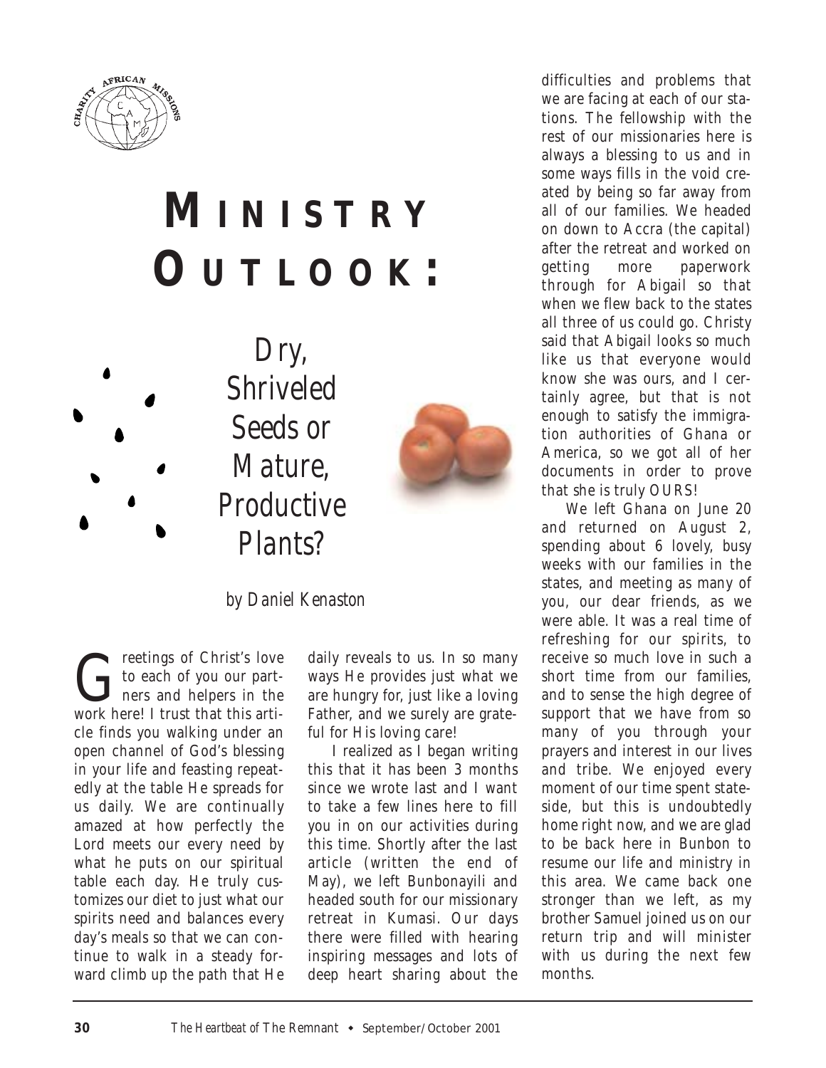# MINISTRY OUTLOOK:

## Dry, Shriveled Seeds or Mature, Productive Plants?

*by Daniel Kenaston*

Greetings of Christ's love to each of you our partners and helpers in the work here! I trust that this article finds you walking under an open channel of God's blessing in your life and feasting repeatedly at the table He spreads for us daily. We are continually amazed at how perfectly the Lord meets our every need by what he puts on our spiritual table each day. He truly customizes our diet to just what our spirits need and balances every day's meals so that we can continue to walk in a steady forward climb up the path that He daily reveals to us. In so many ways He provides just what we are hungry for, just like a loving Father, and we surely are grateful for His loving care!

I realized as I began writing this that it has been 3 months since we wrote last and I want to take a few lines here to fill you in on our activities during this time. Shortly after the last article (written the end of May), we left Bunbonayili and headed south for our missionary retreat in Kumasi. Our days there were filled with hearing inspiring messages and lots of deep heart sharing about the difficulties and problems that we are facing at each of our stations. The fellowship with the rest of our missionaries here is always a blessing to us and in some ways fills in the void created by being so far away from all of our families. We headed on down to Accra (the capital) after the retreat and worked on getting more paperwork through for Abigail so that when we flew back to the states all three of us could go. Christy said that Abigail looks so much like us that everyone would know she was ours, and I certainly agree, but that is not enough to satisfy the immigration authorities of Ghana or America, so we got all of her documents in order to prove that she is truly OURS!

We left Ghana on June 20 and returned on August 2, spending about 6 lovely, busy weeks with our families in the states, and meeting as many of you, our dear friends, as we were able. It was a real time of refreshing for our spirits, to receive so much love in such a short time from our families, and to sense the high degree of support that we have from so many of you through your prayers and interest in our lives and tribe. We enjoyed every moment of our time spent stateside, but this is undoubtedly home right now, and we are glad to be back here in Bunbon to resume our life and ministry in this area. We came back one stronger than we left, as my brother Samuel joined us on our return trip and will minister with us during the next few months.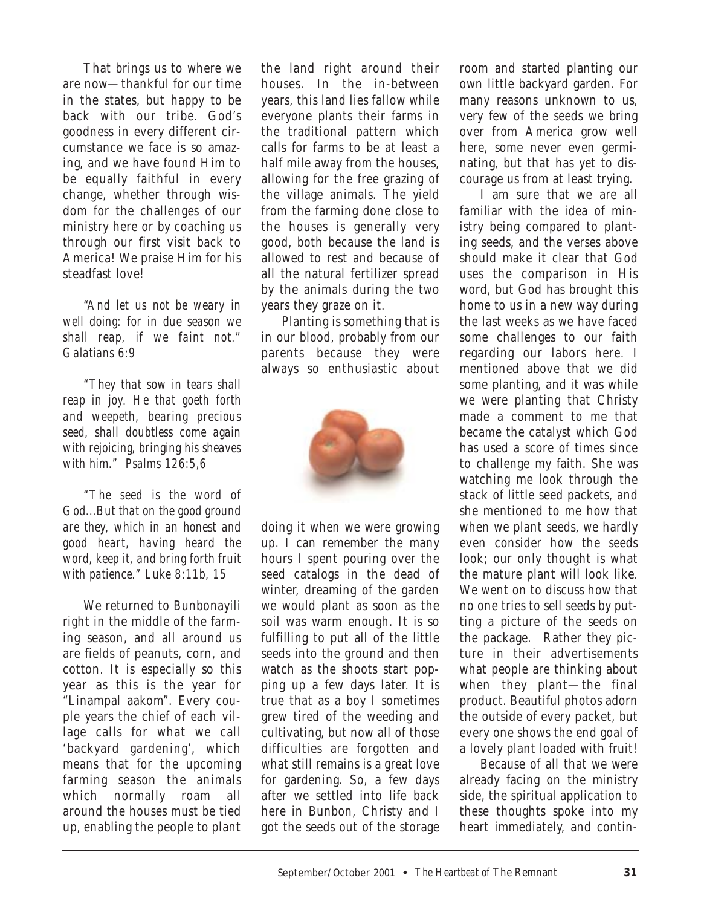That brings us to where we are now—thankful for our time in the states, but happy to be back with our tribe. God's goodness in every different circumstance we face is so amazing, and we have found Him to be equally faithful in every change, whether through wisdom for the challenges of our ministry here or by coaching us through our first visit back to America! We praise Him for his steadfast love!

*"And let us not be weary in well doing: for in due season we shall reap, if we faint not." Galatians 6:9*

*"They that sow in tears shall reap in joy. He that goeth forth and weepeth, bearing precious seed, shall doubtless come again with rejoicing, bringing his sheaves with him." Psalms 126:5,6*

*"The seed is the word of God...But that on the good ground are they, which in an honest and good heart, having heard the word, keep it, and bring forth fruit with patience." Luke 8:11b, 15*

We returned to Bunbonayili right in the middle of the farming season, and all around us are fields of peanuts, corn, and cotton. It is especially so this year as this is the year for "Linampal aakom". Every couple years the chief of each village calls for what we call 'backyard gardening', which means that for the upcoming farming season the animals which normally roam all around the houses must be tied up, enabling the people to plant the land right around their houses. In the in-between years, this land lies fallow while everyone plants their farms in the traditional pattern which calls for farms to be at least a half mile away from the houses, allowing for the free grazing of the village animals. The yield from the farming done close to the houses is generally very good, both because the land is allowed to rest and because of all the natural fertilizer spread by the animals during the two years they graze on it.

Planting is something that is in our blood, probably from our parents because they were always so enthusiastic about doing it when we were growing up. I can remember the many hours I spent pouring over the seed catalogs in the dead of winter, dreaming of the garden we would plant as soon as the soil was warm enough. It is so fulfilling to put all of the little seeds into the ground and then watch as the shoots start popping up a few days later. It is true that as a boy I sometimes grew tired of the weeding and cultivating, but now all of those difficulties are forgotten and what still remains is a great love for gardening. So, a few days after we settled into life back here in Bunbon, Christy and I got the seeds out of the storage room and started planting our own little backyard garden. For many reasons unknown to us, very few of the seeds we bring over from America grow well here, some never even germinating, but that has yet to discourage us from at least trying.

I am sure that we are all familiar with the idea of ministry being compared to planting seeds, and the verses above should make it clear that God uses the comparison in His word, but God has brought this home to us in a new way during the last weeks as we have faced some challenges to our faith regarding our labors here. I mentioned above that we did some planting, and it was while we were planting that Christy made a comment to me that became the catalyst which God has used a score of times since to challenge my faith. She was watching me look through the stack of little seed packets, and she mentioned to me how that when we plant seeds, we hardly even consider how the seeds look; our only thought is what the mature plant will look like. We went on to discuss how that no one tries to sell seeds by putting a picture of the seeds on the package. Rather they picture in their advertisements what people are thinking about when they plant—the final product. Beautiful photos adorn the outside of every packet, but every one shows the end goal of a lovely plant loaded with fruit!

Because of all that we were already facing on the ministry side, the spiritual application to these thoughts spoke into my heart immediately, and contin-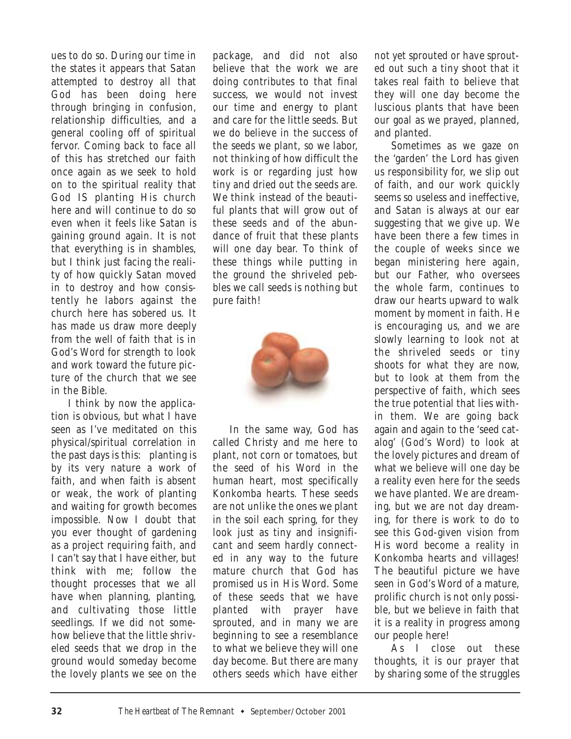ues to do so. During our time in the states it appears that Satan attempted to destroy all that God has been doing here through bringing in confusion, relationship difficulties, and a general cooling off of spiritual fervor. Coming back to face all of this has stretched our faith once again as we seek to hold on to the spiritual reality that God IS planting His church here and will continue to do so even when it feels like Satan is gaining ground again. It is not that everything is in shambles, but I think just facing the reality of how quickly Satan moved in to destroy and how consistently he labors against the church here has sobered us. It has made us draw more deeply from the well of faith that is in God's Word for strength to look and work toward the future picture of the church that we see in the Bible.

I think by now the application is obvious, but what I have seen as I've meditated on this physical/spiritual correlation in the past days is this: planting is by its very nature a work of faith, and when faith is absent or weak, the work of planting and waiting for growth becomes impossible. Now I doubt that you ever thought of gardening as a project requiring faith, and I can't say that I have either, but think with me; follow the thought processes that we all have when planning, planting, and cultivating those little seedlings. If we did not somehow believe that the little shriveled seeds that we drop in the ground would someday become the lovely plants we see on the package, and did not also believe that the work we are doing contributes to that final success, we would not invest our time and energy to plant and care for the little seeds. But we do believe in the success of the seeds we plant, so we labor, not thinking of how difficult the work is or regarding just how tiny and dried out the seeds are. We think instead of the beautiful plants that will grow out of these seeds and of the abundance of fruit that these plants will one day bear. To think of these things while putting in the ground the shriveled pebbles we call seeds is nothing but pure faith!

In the same way, God has called Christy and me here to plant, not corn or tomatoes, but the seed of his Word in the human heart, most specifically Konkomba hearts. These seeds are not unlike the ones we plant in the soil each spring, for they look just as tiny and insignificant and seem hardly connected in any way to the future mature church that God has promised us in His Word. Some of these seeds that we have planted with prayer have sprouted, and in many we are beginning to see a resemblance to what we believe they will one day become. But there are many others seeds which have either not yet sprouted or have sprouted out such a tiny shoot that it takes real faith to believe that they will one day become the luscious plants that have been our goal as we prayed, planned, and planted.

Sometimes as we gaze on the 'garden' the Lord has given us responsibility for, we slip out of faith, and our work quickly seems so useless and ineffective, and Satan is always at our ear suggesting that we give up. We have been there a few times in the couple of weeks since we began ministering here again, but our Father, who oversees the whole farm, continues to draw our hearts upward to walk moment by moment in faith. He is encouraging us, and we are slowly learning to look not at the shriveled seeds or tiny shoots for what they are now, but to look at them from the perspective of faith, which sees the true potential that lies within them. We are going back again and again to the 'seed catalog' (God's Word) to look at the lovely pictures and dream of what we believe will one day be a reality even here for the seeds we have planted. We are dreaming, but we are not day dreaming, for there is work to do to see this God-given vision from His word become a reality in Konkomba hearts and villages! The beautiful picture we have seen in God's Word of a mature, prolific church is not only possible, but we believe in faith that it is a reality in progress among our people here!

As I close out these thoughts, it is our prayer that by sharing some of the struggles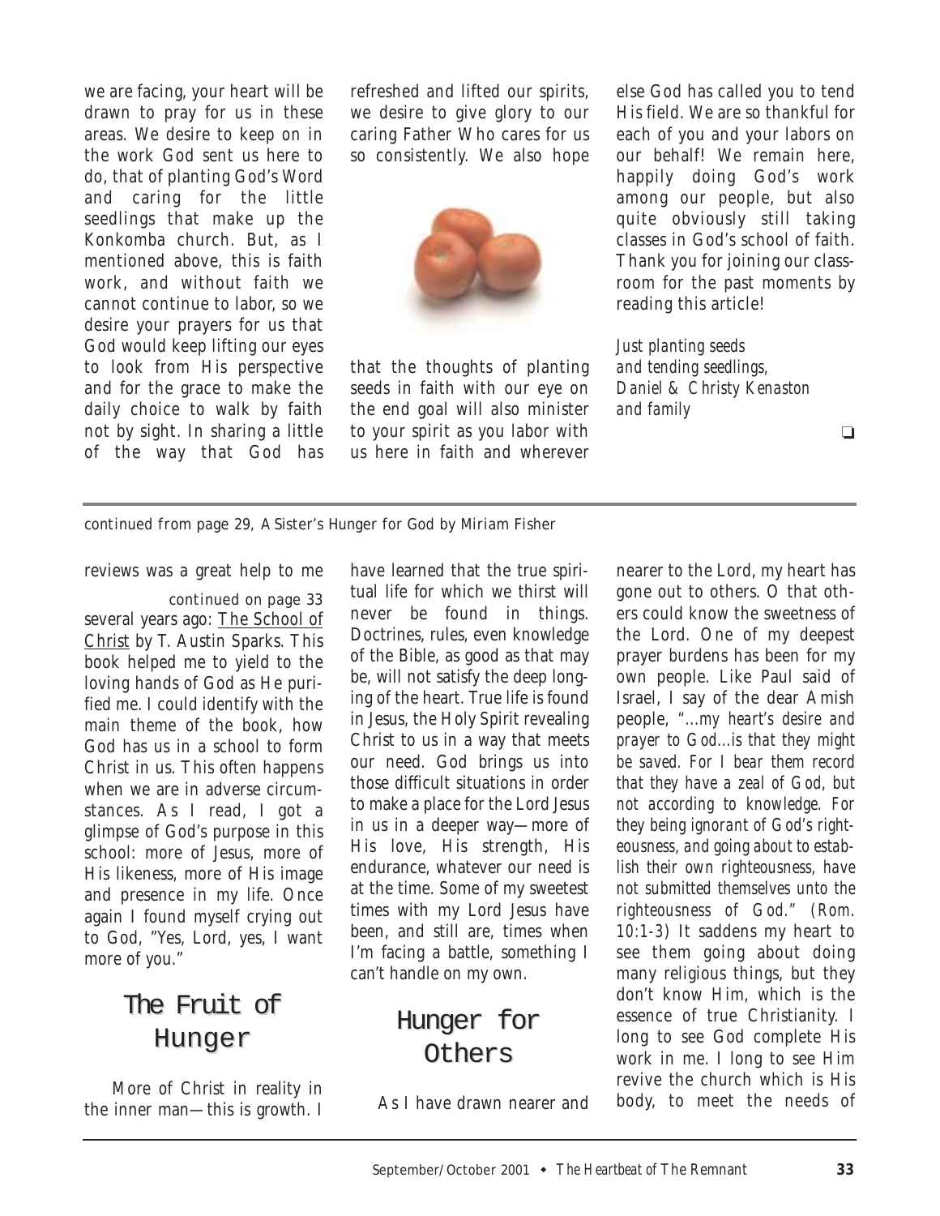we are facing, your heart will be drawn to pray for us in these areas. We desire to keep on in the work God sent us here to do, that of planting God's Word and caring for the little seedlings that make up the Konkomba church. But, as I mentioned above, this is faith work, and without faith we cannot continue to labor, so we desire your prayers for us that God would keep lifting our eyes to look from His perspective and for the grace to make the daily choice to walk by faith not by sight. In sharing a little of the way that God has refreshed and lifted our spirits, we desire to give glory to our caring Father Who cares for us so consistently. We also hope that the thoughts of planting seeds in faith with our eye on the end goal will also minister to your spirit as you labor with us here in faith and wherever else God has called you to tend His field. We are so thankful for each of you and your labors on our behalf! We remain here, happily doing God's work among our people, but also quite obviously still taking classes in God's school of faith. Thank you for joining our classroom for the past moments by reading this article!

*Just planting seeds*
*and tending seedlings,*
*Daniel & Christy Kenaston*
*and family*

❑

---

*continued from page 29, A Sister's Hunger for God by Miriam Fisher*

reviews was a great help to me several years ago: The School of Christ by T. Austin Sparks. This book helped me to yield to the loving hands of God as He purified me. I could identify with the main theme of the book, how God has us in a school to form Christ in us. This often happens when we are in adverse circumstances. As I read, I got a glimpse of God's purpose in this school: more of Jesus, more of His likeness, more of His image and presence in my life. Once again I found myself crying out to God, "Yes, Lord, yes, I want more of you."

## The Fruit of Hunger

More of Christ in reality in the inner man—this is growth. I have learned that the true spiritual life for which we thirst will never be found in things. Doctrines, rules, even knowledge of the Bible, as good as that may be, will not satisfy the deep longing of the heart. True life is found in Jesus, the Holy Spirit revealing Christ to us in a way that meets our need. God brings us into those difficult situations in order to make a place for the Lord Jesus in us in a deeper way—more of His love, His strength, His endurance, whatever our need is at the time. Some of my sweetest times with my Lord Jesus have been, and still are, times when I'm facing a battle, something I can't handle on my own.

## Hunger for Others

As I have drawn nearer and nearer to the Lord, my heart has gone out to others. O that others could know the sweetness of the Lord. One of my deepest prayer burdens has been for my own people. Like Paul said of Israel, I say of the dear Amish people, *"...my heart's desire and prayer to God...is that they might be saved. For I bear them record that they have a zeal of God, but not according to knowledge. For they being ignorant of God's righteousness, and going about to establish their own righteousness, have not submitted themselves unto the righteousness of God." (Rom. 10:1-3)* It saddens my heart to see them going about doing many religious things, but they don't know Him, which is the essence of true Christianity. I long to see God complete His work in me. I long to see Him revive the church which is His body, to meet the needs of

*continued on page 33*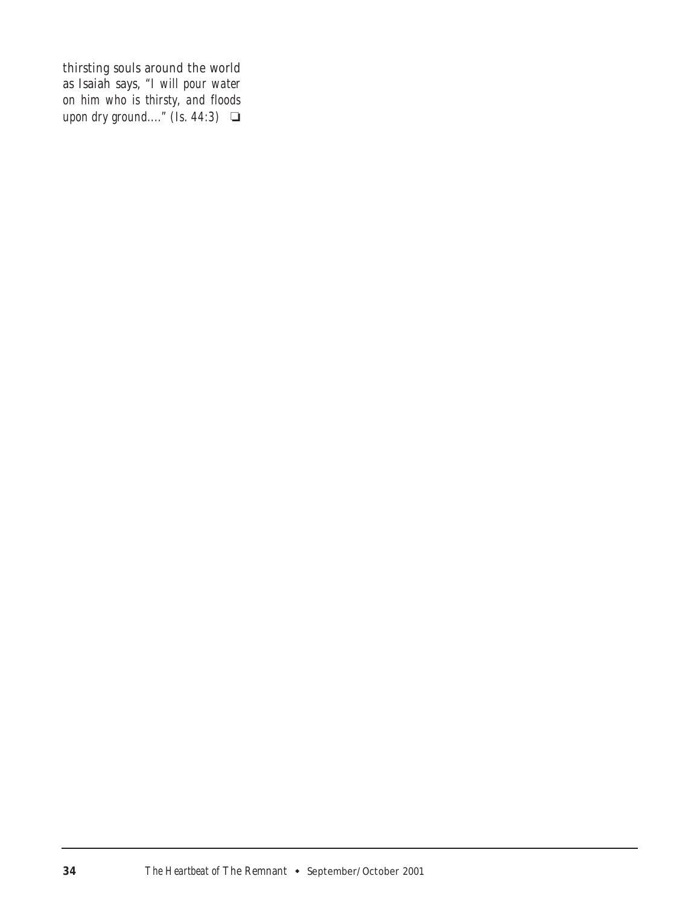thirsting souls around the world as Isaiah says, *"I will pour water on him who is thirsty, and floods upon dry ground...." (Is. 44:3)* ❑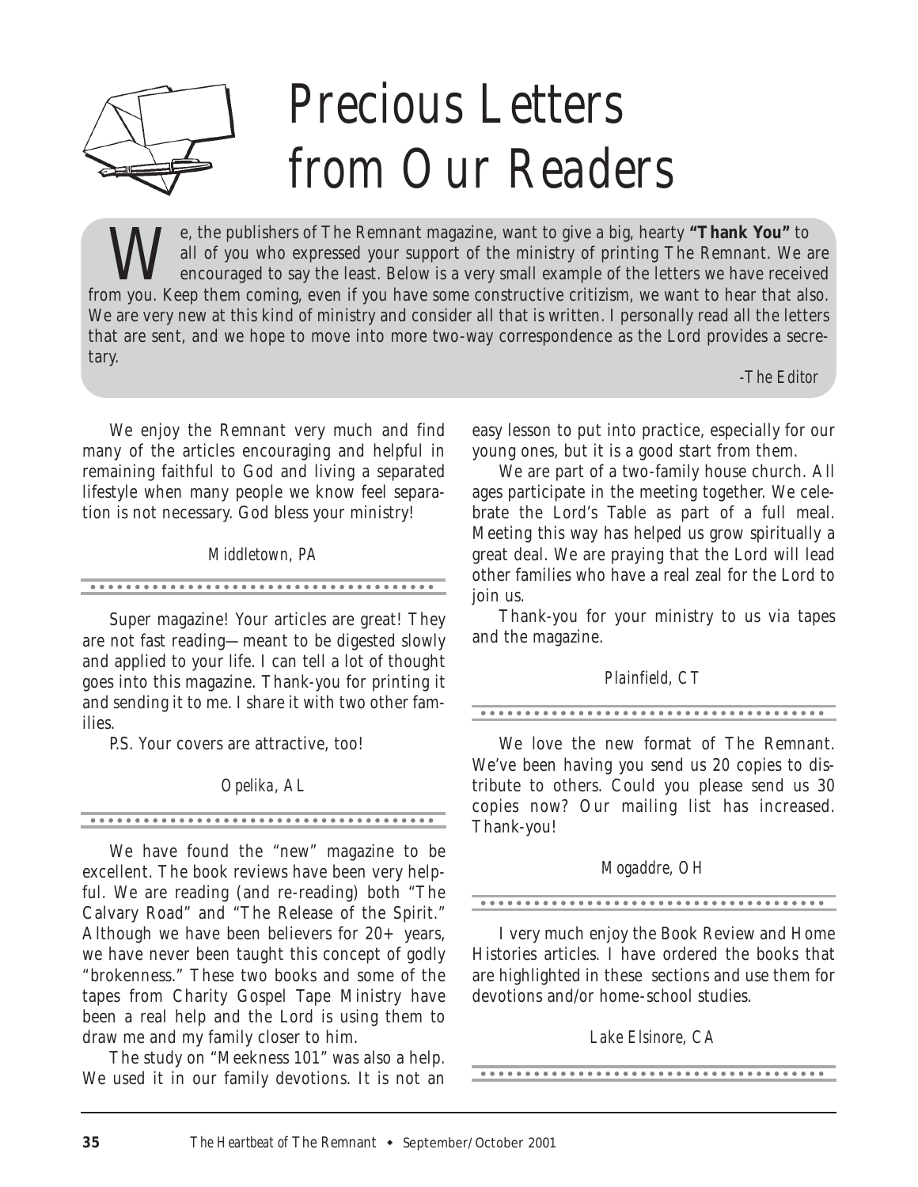# Precious Letters from Our Readers

We, the publishers of The Remnant magazine, want to give a big, hearty **"Thank You"** to all of you who expressed your support of the ministry of printing The Remnant. We are encouraged to say the least. Below is a very small example of the letters we have received from you. Keep them coming, even if you have some constructive critizism, we want to hear that also. We are very new at this kind of ministry and consider all that is written. I personally read all the letters that are sent, and we hope to move into more two-way correspondence as the Lord provides a secretary.

*-The Editor*

We enjoy the Remnant very much and find many of the articles encouraging and helpful in remaining faithful to God and living a separated lifestyle when many people we know feel separation is not necessary. God bless your ministry!

*Middletown, PA*

---

Super magazine! Your articles are great! They are not fast reading—meant to be digested slowly and applied to your life. I can tell a lot of thought goes into this magazine. Thank-you for printing it and sending it to me. I share it with two other families.

P.S. Your covers are attractive, too!

*Opelika, AL*

---

We have found the "new" magazine to be excellent. The book reviews have been very helpful. We are reading (and re-reading) both "The Calvary Road" and "The Release of the Spirit." Although we have been believers for 20+ years, we have never been taught this concept of godly "brokenness." These two books and some of the tapes from Charity Gospel Tape Ministry have been a real help and the Lord is using them to draw me and my family closer to him.

The study on "Meekness 101" was also a help. We used it in our family devotions. It is not an easy lesson to put into practice, especially for our young ones, but it is a good start from them.

We are part of a two-family house church. All ages participate in the meeting together. We celebrate the Lord's Table as part of a full meal. Meeting this way has helped us grow spiritually a great deal. We are praying that the Lord will lead other families who have a real zeal for the Lord to join us.

Thank-you for your ministry to us via tapes and the magazine.

*Plainfield, CT*

---

We love the new format of The Remnant. We've been having you send us 20 copies to distribute to others. Could you please send us 30 copies now? Our mailing list has increased. Thank-you!

*Mogaddre, OH*

---

I very much enjoy the Book Review and Home Histories articles. I have ordered the books that are highlighted in these sections and use them for devotions and/or home-school studies.

*Lake Elsinore, CA*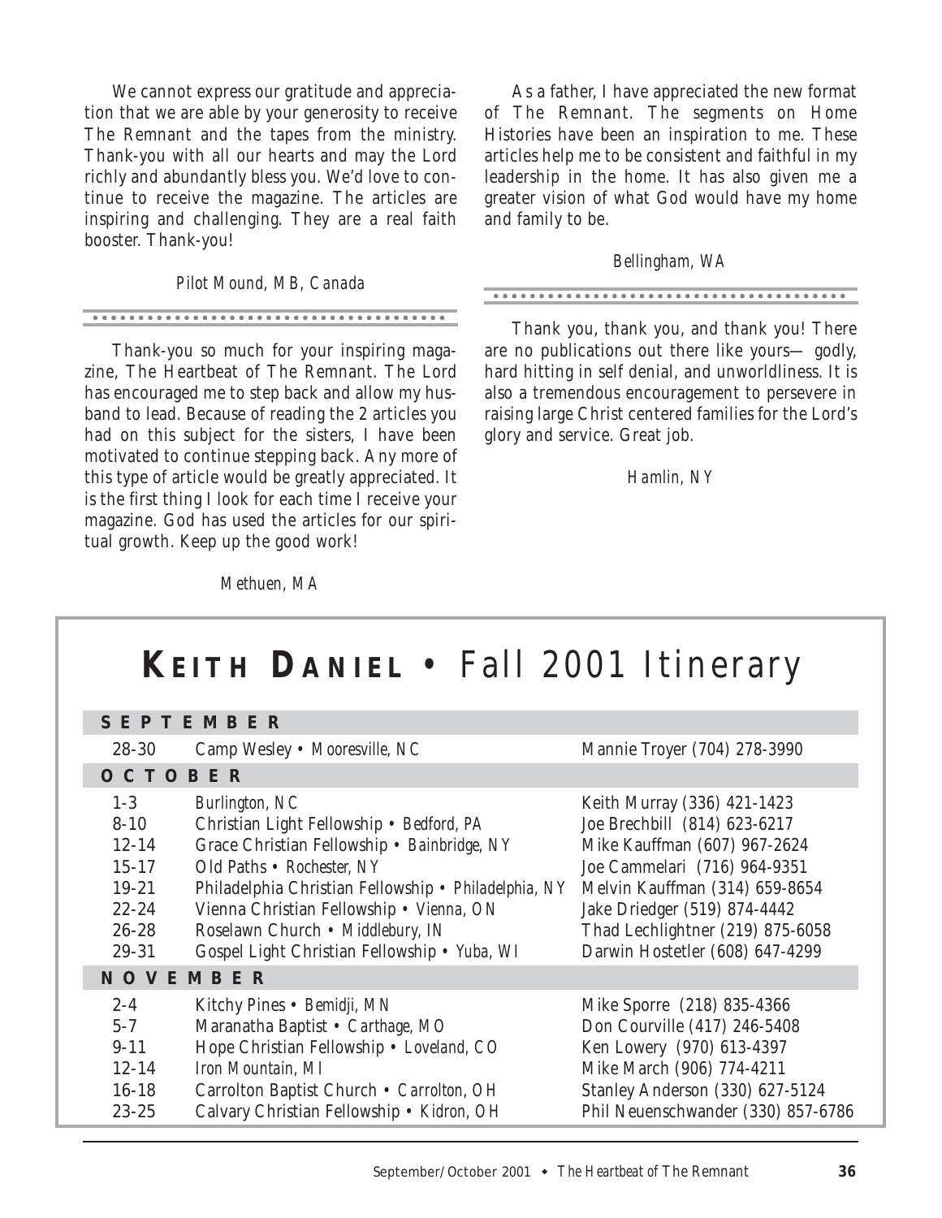We cannot express our gratitude and appreciation that we are able by your generosity to receive The Remnant and the tapes from the ministry. Thank-you with all our hearts and may the Lord richly and abundantly bless you. We'd love to continue to receive the magazine. The articles are inspiring and challenging. They are a real faith booster. Thank-you!

*Pilot Mound, MB, Canada*

Thank-you so much for your inspiring magazine, The Heartbeat of The Remnant. The Lord has encouraged me to step back and allow my husband to lead. Because of reading the 2 articles you had on this subject for the sisters, I have been motivated to continue stepping back. Any more of this type of article would be greatly appreciated. It is the first thing I look for each time I receive your magazine. God has used the articles for our spiritual growth. Keep up the good work!

*Methuen, MA*

As a father, I have appreciated the new format of The Remnant. The segments on Home Histories have been an inspiration to me. These articles help me to be consistent and faithful in my leadership in the home. It has also given me a greater vision of what God would have my home and family to be.

*Bellingham, WA*

Thank you, thank you, and thank you! There are no publications out there like yours— godly, hard hitting in self denial, and unworldliness. It is also a tremendous encouragement to persevere in raising large Christ centered families for the Lord's glory and service. Great job.

*Hamlin, NY*

# **KEITH DANIEL** • Fall 2001 Itinerary

| | | |
|---|---|---|
| **SEPTEMBER** | | |
| 28-30 | Camp Wesley • *Mooresville, NC* | Mannie Troyer (704) 278-3990 |
| **OCTOBER** | | |
| 1-3 | *Burlington, NC* | Keith Murray (336) 421-1423 |
| 8-10 | Christian Light Fellowship • *Bedford, PA* | Joe Brechbill (814) 623-6217 |
| 12-14 | Grace Christian Fellowship • *Bainbridge, NY* | Mike Kauffman (607) 967-2624 |
| 15-17 | Old Paths • *Rochester, NY* | Joe Cammelari (716) 964-9351 |
| 19-21 | Philadelphia Christian Fellowship • *Philadelphia, NY* | Melvin Kauffman (314) 659-8654 |
| 22-24 | Vienna Christian Fellowship • *Vienna, ON* | Jake Driedger (519) 874-4442 |
| 26-28 | Roselawn Church • *Middlebury, IN* | Thad Lechlightner (219) 875-6058 |
| 29-31 | Gospel Light Christian Fellowship • *Yuba, WI* | Darwin Hostetler (608) 647-4299 |
| **NOVEMBER** | | |
| 2-4 | Kitchy Pines • *Bemidji, MN* | Mike Sporre (218) 835-4366 |
| 5-7 | Maranatha Baptist • *Carthage, MO* | Don Courville (417) 246-5408 |
| 9-11 | Hope Christian Fellowship • *Loveland, CO* | Ken Lowery (970) 613-4397 |
| 12-14 | *Iron Mountain, MI* | Mike March (906) 774-4211 |
| 16-18 | Carrolton Baptist Church • *Carrolton, OH* | Stanley Anderson (330) 627-5124 |
| 23-25 | Calvary Christian Fellowship • *Kidron, OH* | Phil Neuenschwander (330) 857-6786 |